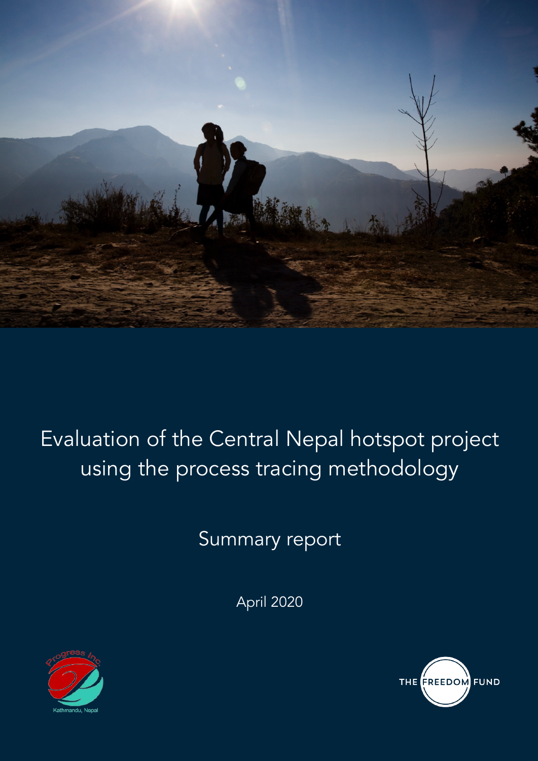# Evaluation of the Central Nepal hotspot project using the process tracing methodology

## Summary report

April 2020

Progress Inc
Kathmandu, Nepal

THE FREEDOM FUND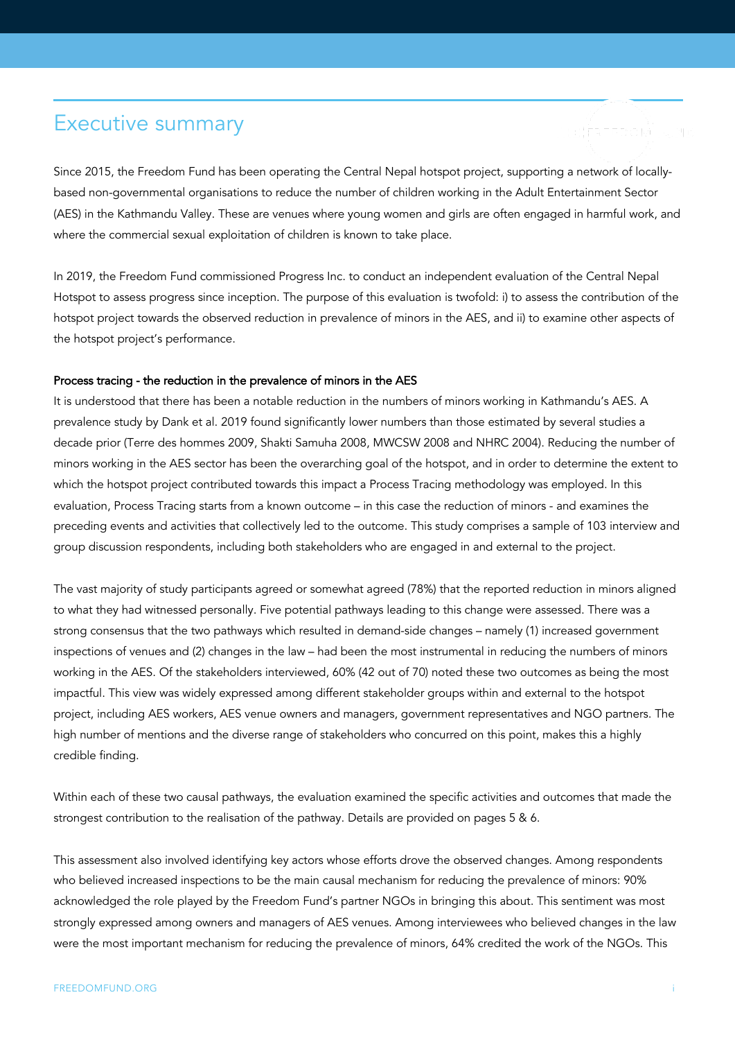## Executive summary

Since 2015, the Freedom Fund has been operating the Central Nepal hotspot project, supporting a network of locally-based non-governmental organisations to reduce the number of children working in the Adult Entertainment Sector (AES) in the Kathmandu Valley. These are venues where young women and girls are often engaged in harmful work, and where the commercial sexual exploitation of children is known to take place.

In 2019, the Freedom Fund commissioned Progress Inc. to conduct an independent evaluation of the Central Nepal Hotspot to assess progress since inception. The purpose of this evaluation is twofold: i) to assess the contribution of the hotspot project towards the observed reduction in prevalence of minors in the AES, and ii) to examine other aspects of the hotspot project's performance.

**Process tracing - the reduction in the prevalence of minors in the AES**

It is understood that there has been a notable reduction in the numbers of minors working in Kathmandu's AES. A prevalence study by Dank et al. 2019 found significantly lower numbers than those estimated by several studies a decade prior (Terre des hommes 2009, Shakti Samuha 2008, MWCSW 2008 and NHRC 2004). Reducing the number of minors working in the AES sector has been the overarching goal of the hotspot, and in order to determine the extent to which the hotspot project contributed towards this impact a Process Tracing methodology was employed. In this evaluation, Process Tracing starts from a known outcome – in this case the reduction of minors - and examines the preceding events and activities that collectively led to the outcome. This study comprises a sample of 103 interview and group discussion respondents, including both stakeholders who are engaged in and external to the project.

The vast majority of study participants agreed or somewhat agreed (78%) that the reported reduction in minors aligned to what they had witnessed personally. Five potential pathways leading to this change were assessed. There was a strong consensus that the two pathways which resulted in demand-side changes – namely (1) increased government inspections of venues and (2) changes in the law – had been the most instrumental in reducing the numbers of minors working in the AES. Of the stakeholders interviewed, 60% (42 out of 70) noted these two outcomes as being the most impactful. This view was widely expressed among different stakeholder groups within and external to the hotspot project, including AES workers, AES venue owners and managers, government representatives and NGO partners. The high number of mentions and the diverse range of stakeholders who concurred on this point, makes this a highly credible finding.

Within each of these two causal pathways, the evaluation examined the specific activities and outcomes that made the strongest contribution to the realisation of the pathway. Details are provided on pages 5 & 6.

This assessment also involved identifying key actors whose efforts drove the observed changes. Among respondents who believed increased inspections to be the main causal mechanism for reducing the prevalence of minors: 90% acknowledged the role played by the Freedom Fund's partner NGOs in bringing this about. This sentiment was most strongly expressed among owners and managers of AES venues. Among interviewees who believed changes in the law were the most important mechanism for reducing the prevalence of minors, 64% credited the work of the NGOs. This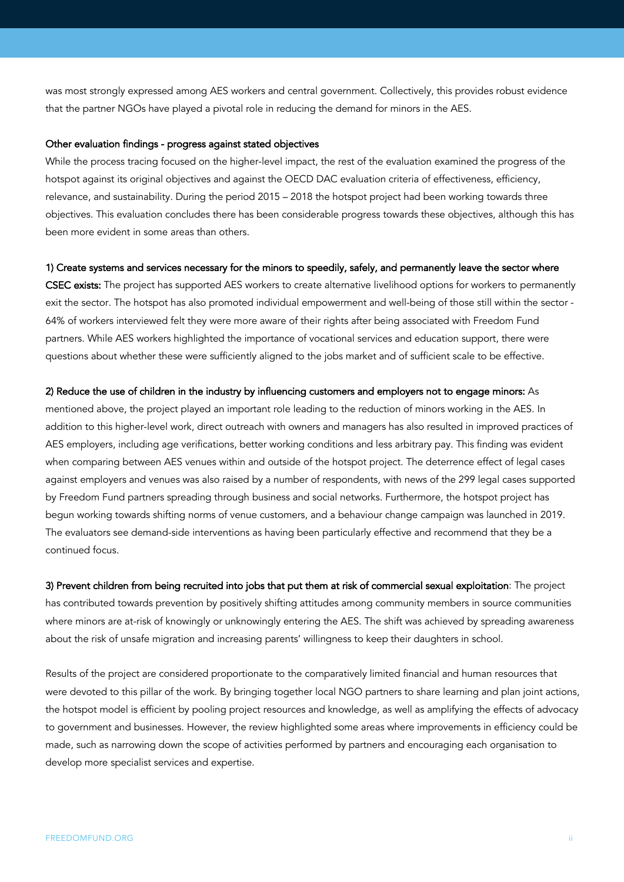was most strongly expressed among AES workers and central government. Collectively, this provides robust evidence that the partner NGOs have played a pivotal role in reducing the demand for minors in the AES.

#### Other evaluation findings - progress against stated objectives

While the process tracing focused on the higher-level impact, the rest of the evaluation examined the progress of the hotspot against its original objectives and against the OECD DAC evaluation criteria of effectiveness, efficiency, relevance, and sustainability. During the period 2015 – 2018 the hotspot project had been working towards three objectives. This evaluation concludes there has been considerable progress towards these objectives, although this has been more evident in some areas than others.

**1) Create systems and services necessary for the minors to speedily, safely, and permanently leave the sector where CSEC exists:** The project has supported AES workers to create alternative livelihood options for workers to permanently exit the sector. The hotspot has also promoted individual empowerment and well-being of those still within the sector - 64% of workers interviewed felt they were more aware of their rights after being associated with Freedom Fund partners. While AES workers highlighted the importance of vocational services and education support, there were questions about whether these were sufficiently aligned to the jobs market and of sufficient scale to be effective.

**2) Reduce the use of children in the industry by influencing customers and employers not to engage minors:** As mentioned above, the project played an important role leading to the reduction of minors working in the AES. In addition to this higher-level work, direct outreach with owners and managers has also resulted in improved practices of AES employers, including age verifications, better working conditions and less arbitrary pay. This finding was evident when comparing between AES venues within and outside of the hotspot project. The deterrence effect of legal cases against employers and venues was also raised by a number of respondents, with news of the 299 legal cases supported by Freedom Fund partners spreading through business and social networks. Furthermore, the hotspot project has begun working towards shifting norms of venue customers, and a behaviour change campaign was launched in 2019. The evaluators see demand-side interventions as having been particularly effective and recommend that they be a continued focus.

**3) Prevent children from being recruited into jobs that put them at risk of commercial sexual exploitation**: The project has contributed towards prevention by positively shifting attitudes among community members in source communities where minors are at-risk of knowingly or unknowingly entering the AES. The shift was achieved by spreading awareness about the risk of unsafe migration and increasing parents' willingness to keep their daughters in school.

Results of the project are considered proportionate to the comparatively limited financial and human resources that were devoted to this pillar of the work. By bringing together local NGO partners to share learning and plan joint actions, the hotspot model is efficient by pooling project resources and knowledge, as well as amplifying the effects of advocacy to government and businesses. However, the review highlighted some areas where improvements in efficiency could be made, such as narrowing down the scope of activities performed by partners and encouraging each organisation to develop more specialist services and expertise.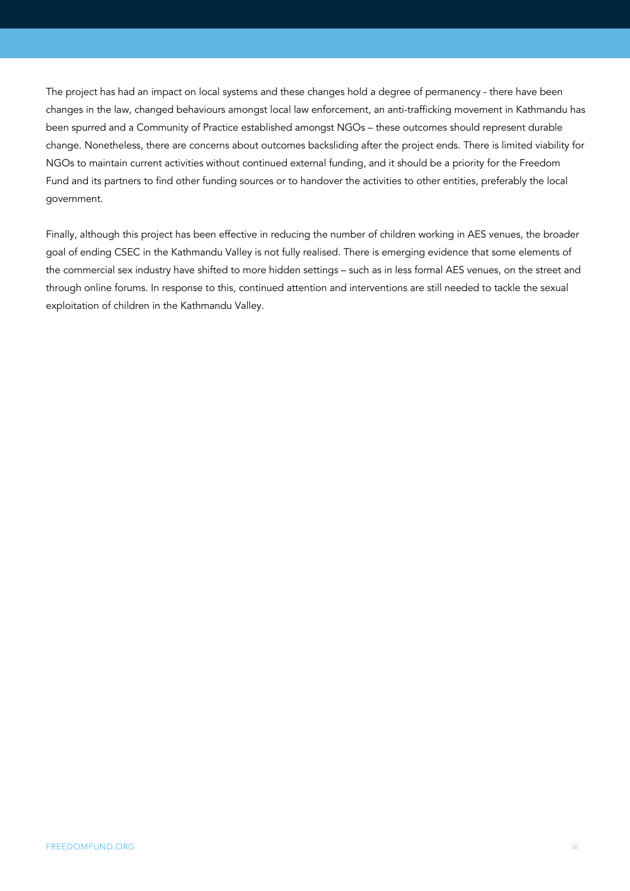The project has had an impact on local systems and these changes hold a degree of permanency - there have been changes in the law, changed behaviours amongst local law enforcement, an anti-trafficking movement in Kathmandu has been spurred and a Community of Practice established amongst NGOs – these outcomes should represent durable change. Nonetheless, there are concerns about outcomes backsliding after the project ends. There is limited viability for NGOs to maintain current activities without continued external funding, and it should be a priority for the Freedom Fund and its partners to find other funding sources or to handover the activities to other entities, preferably the local government.

Finally, although this project has been effective in reducing the number of children working in AES venues, the broader goal of ending CSEC in the Kathmandu Valley is not fully realised. There is emerging evidence that some elements of the commercial sex industry have shifted to more hidden settings – such as in less formal AES venues, on the street and through online forums. In response to this, continued attention and interventions are still needed to tackle the sexual exploitation of children in the Kathmandu Valley.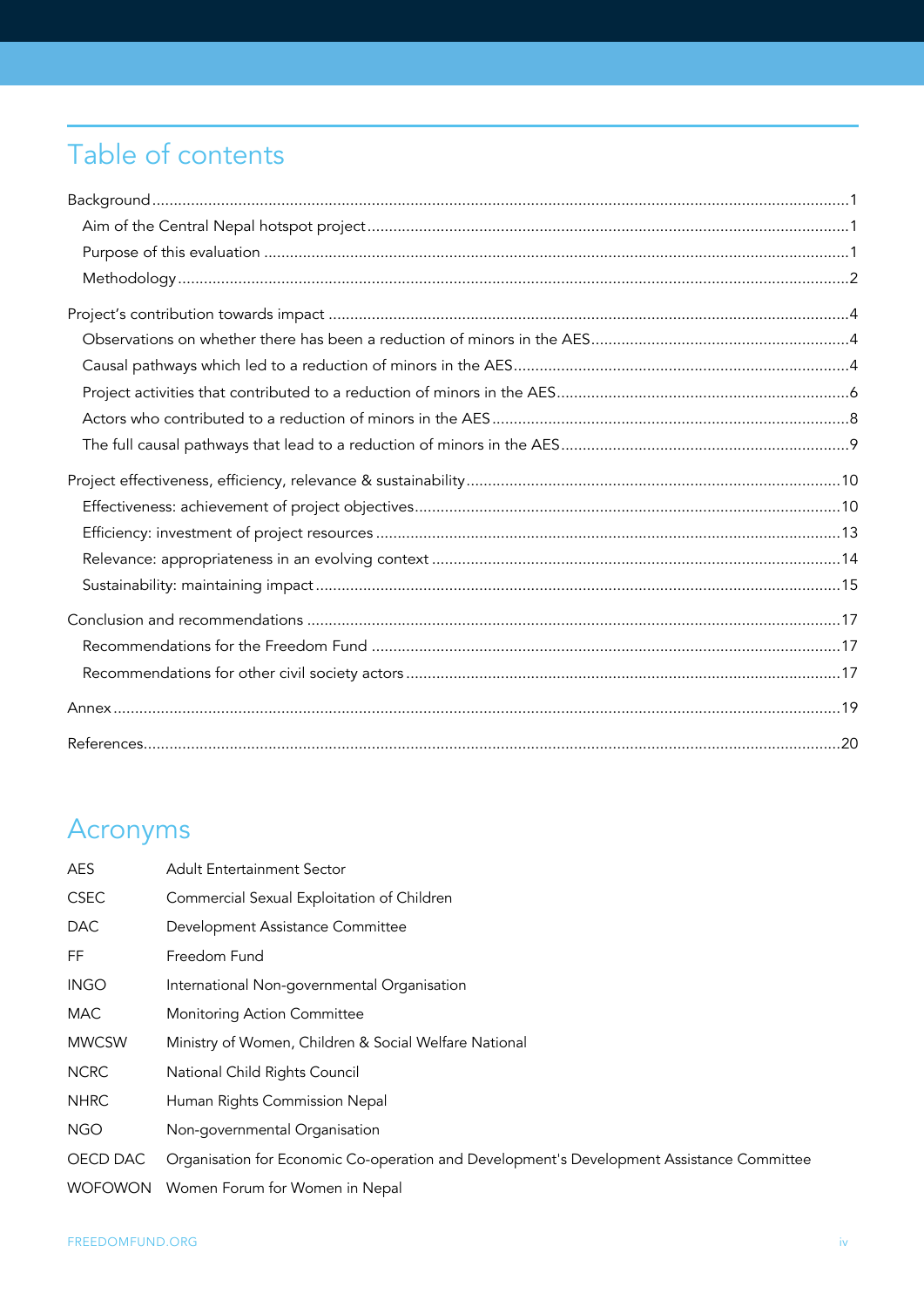## Table of contents

- Background ... 1
  - Aim of the Central Nepal hotspot project ... 1
  - Purpose of this evaluation ... 1
  - Methodology ... 2
- Project's contribution towards impact ... 4
  - Observations on whether there has been a reduction of minors in the AES ... 4
  - Causal pathways which led to a reduction of minors in the AES ... 4
  - Project activities that contributed to a reduction of minors in the AES ... 6
  - Actors who contributed to a reduction of minors in the AES ... 8
  - The full causal pathways that lead to a reduction of minors in the AES ... 9
- Project effectiveness, efficiency, relevance & sustainability ... 10
  - Effectiveness: achievement of project objectives ... 10
  - Efficiency: investment of project resources ... 13
  - Relevance: appropriateness in an evolving context ... 14
  - Sustainability: maintaining impact ... 15
- Conclusion and recommendations ... 17
  - Recommendations for the Freedom Fund ... 17
  - Recommendations for other civil society actors ... 17
- Annex ... 19
- References ... 20

## Acronyms

| | |
|---|---|
| AES | Adult Entertainment Sector |
| CSEC | Commercial Sexual Exploitation of Children |
| DAC | Development Assistance Committee |
| FF | Freedom Fund |
| INGO | International Non-governmental Organisation |
| MAC | Monitoring Action Committee |
| MWCSW | Ministry of Women, Children & Social Welfare National |
| NCRC | National Child Rights Council |
| NHRC | Human Rights Commission Nepal |
| NGO | Non-governmental Organisation |
| OECD DAC | Organisation for Economic Co-operation and Development's Development Assistance Committee |
| WOFOWON | Women Forum for Women in Nepal |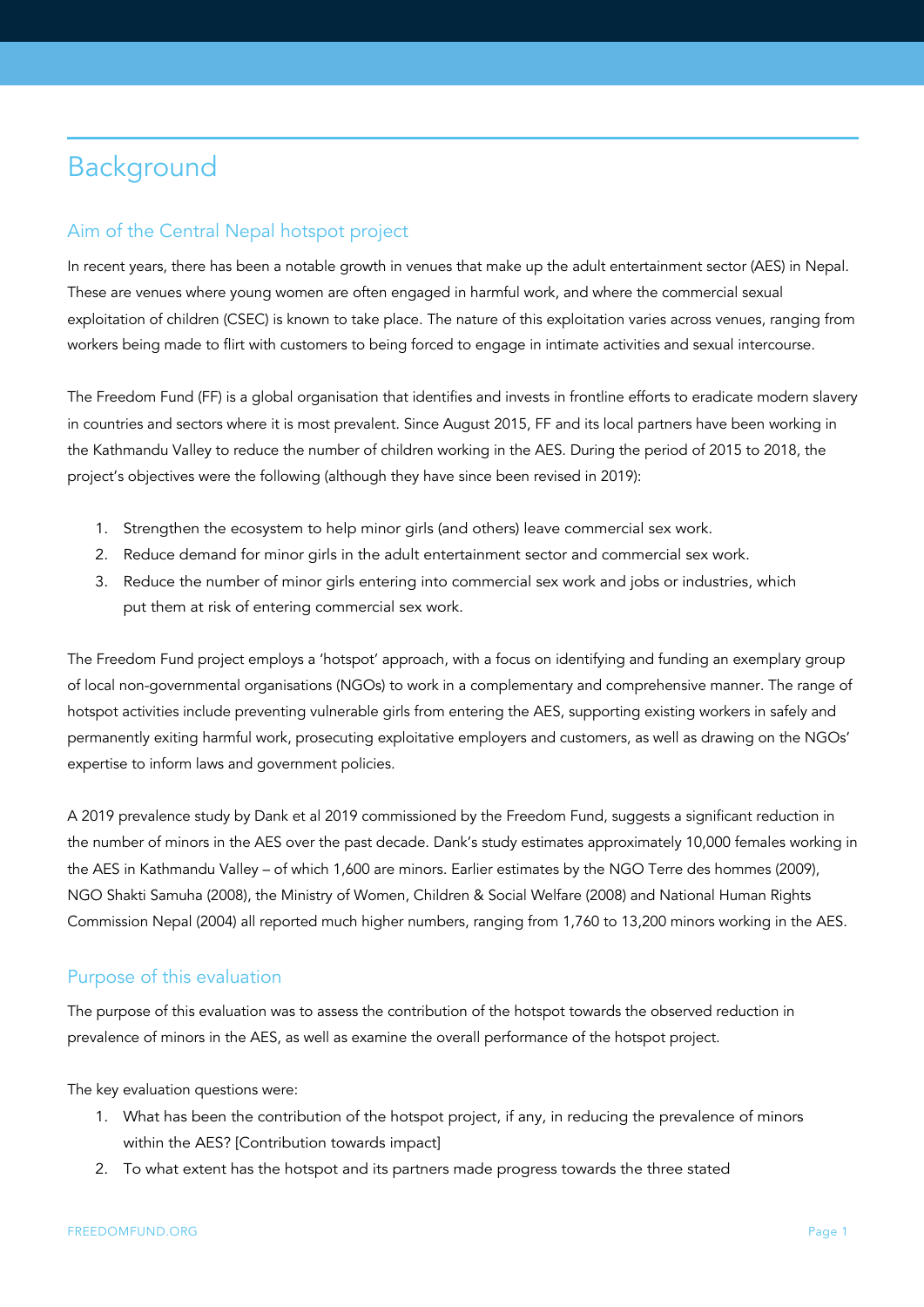# Background

## Aim of the Central Nepal hotspot project

In recent years, there has been a notable growth in venues that make up the adult entertainment sector (AES) in Nepal. These are venues where young women are often engaged in harmful work, and where the commercial sexual exploitation of children (CSEC) is known to take place. The nature of this exploitation varies across venues, ranging from workers being made to flirt with customers to being forced to engage in intimate activities and sexual intercourse.

The Freedom Fund (FF) is a global organisation that identifies and invests in frontline efforts to eradicate modern slavery in countries and sectors where it is most prevalent. Since August 2015, FF and its local partners have been working in the Kathmandu Valley to reduce the number of children working in the AES. During the period of 2015 to 2018, the project's objectives were the following (although they have since been revised in 2019):

1. Strengthen the ecosystem to help minor girls (and others) leave commercial sex work.
2. Reduce demand for minor girls in the adult entertainment sector and commercial sex work.
3. Reduce the number of minor girls entering into commercial sex work and jobs or industries, which put them at risk of entering commercial sex work.

The Freedom Fund project employs a 'hotspot' approach, with a focus on identifying and funding an exemplary group of local non-governmental organisations (NGOs) to work in a complementary and comprehensive manner. The range of hotspot activities include preventing vulnerable girls from entering the AES, supporting existing workers in safely and permanently exiting harmful work, prosecuting exploitative employers and customers, as well as drawing on the NGOs' expertise to inform laws and government policies.

A 2019 prevalence study by Dank et al 2019 commissioned by the Freedom Fund, suggests a significant reduction in the number of minors in the AES over the past decade. Dank's study estimates approximately 10,000 females working in the AES in Kathmandu Valley – of which 1,600 are minors. Earlier estimates by the NGO Terre des hommes (2009), NGO Shakti Samuha (2008), the Ministry of Women, Children & Social Welfare (2008) and National Human Rights Commission Nepal (2004) all reported much higher numbers, ranging from 1,760 to 13,200 minors working in the AES.

## Purpose of this evaluation

The purpose of this evaluation was to assess the contribution of the hotspot towards the observed reduction in prevalence of minors in the AES, as well as examine the overall performance of the hotspot project.

The key evaluation questions were:

1. What has been the contribution of the hotspot project, if any, in reducing the prevalence of minors within the AES? [Contribution towards impact]
2. To what extent has the hotspot and its partners made progress towards the three stated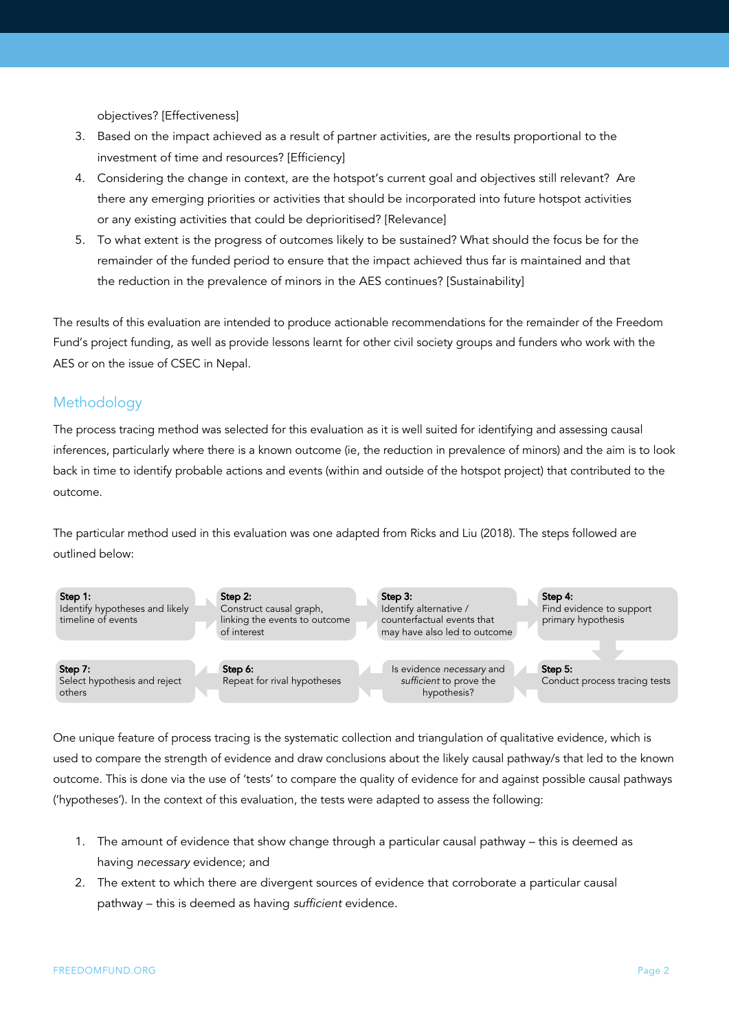objectives? [Effectiveness]

3. Based on the impact achieved as a result of partner activities, are the results proportional to the investment of time and resources? [Efficiency]
4. Considering the change in context, are the hotspot's current goal and objectives still relevant? Are there any emerging priorities or activities that should be incorporated into future hotspot activities or any existing activities that could be deprioritised? [Relevance]
5. To what extent is the progress of outcomes likely to be sustained? What should the focus be for the remainder of the funded period to ensure that the impact achieved thus far is maintained and that the reduction in the prevalence of minors in the AES continues? [Sustainability]

The results of this evaluation are intended to produce actionable recommendations for the remainder of the Freedom Fund's project funding, as well as provide lessons learnt for other civil society groups and funders who work with the AES or on the issue of CSEC in Nepal.

## Methodology

The process tracing method was selected for this evaluation as it is well suited for identifying and assessing causal inferences, particularly where there is a known outcome (ie, the reduction in prevalence of minors) and the aim is to look back in time to identify probable actions and events (within and outside of the hotspot project) that contributed to the outcome.

The particular method used in this evaluation was one adapted from Ricks and Liu (2018). The steps followed are outlined below:

**Step 1:** Identify hypotheses and likely timeline of events

**Step 2:** Construct causal graph, linking the events to outcome of interest

**Step 3:** Identify alternative / counterfactual events that may have also led to outcome

**Step 4:** Find evidence to support primary hypothesis

**Step 5:** Conduct process tracing tests

Is evidence *necessary* and *sufficient* to prove the hypothesis?

**Step 6:** Repeat for rival hypotheses

**Step 7:** Select hypothesis and reject others

One unique feature of process tracing is the systematic collection and triangulation of qualitative evidence, which is used to compare the strength of evidence and draw conclusions about the likely causal pathway/s that led to the known outcome. This is done via the use of 'tests' to compare the quality of evidence for and against possible causal pathways ('hypotheses'). In the context of this evaluation, the tests were adapted to assess the following:

1. The amount of evidence that show change through a particular causal pathway – this is deemed as having *necessary* evidence; and
2. The extent to which there are divergent sources of evidence that corroborate a particular causal pathway – this is deemed as having *sufficient* evidence.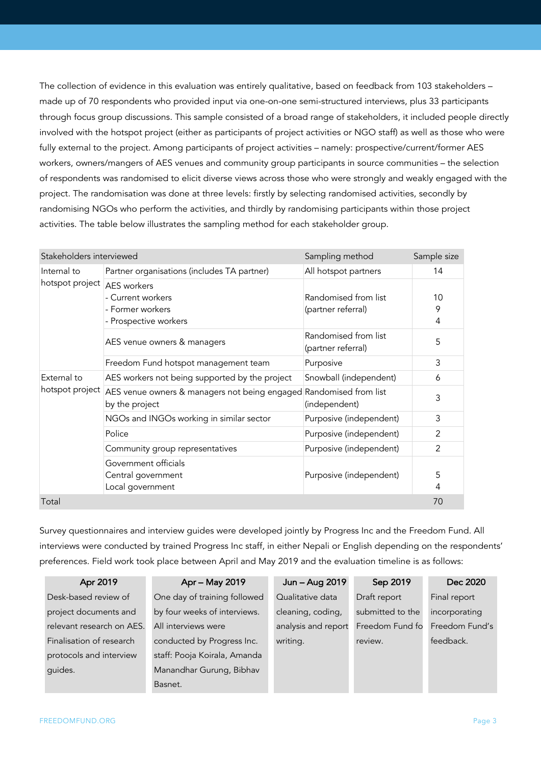The collection of evidence in this evaluation was entirely qualitative, based on feedback from 103 stakeholders – made up of 70 respondents who provided input via one-on-one semi-structured interviews, plus 33 participants through focus group discussions. This sample consisted of a broad range of stakeholders, it included people directly involved with the hotspot project (either as participants of project activities or NGO staff) as well as those who were fully external to the project. Among participants of project activities – namely: prospective/current/former AES workers, owners/mangers of AES venues and community group participants in source communities – the selection of respondents was randomised to elicit diverse views across those who were strongly and weakly engaged with the project. The randomisation was done at three levels: firstly by selecting randomised activities, secondly by randomising NGOs who perform the activities, and thirdly by randomising participants within those project activities. The table below illustrates the sampling method for each stakeholder group.

| Stakeholders interviewed | | Sampling method | Sample size |
|---|---|---|---|
| Internal to hotspot project | Partner organisations (includes TA partner) | All hotspot partners | 14 |
| | AES workers<br>- Current workers<br>- Former workers<br>- Prospective workers | Randomised from list (partner referral) | <br>10<br>9<br>4 |
| | AES venue owners & managers | Randomised from list (partner referral) | 5 |
| | Freedom Fund hotspot management team | Purposive | 3 |
| External to hotspot project | AES workers not being supported by the project | Snowball (independent) | 6 |
| | AES venue owners & managers not being engaged by the project | Randomised from list (independent) | 3 |
| | NGOs and INGOs working in similar sector | Purposive (independent) | 3 |
| | Police | Purposive (independent) | 2 |
| | Community group representatives | Purposive (independent) | 2 |
| | Government officials<br>Central government<br>Local government | Purposive (independent) | <br>5<br>4 |
| Total | | | 70 |

Survey questionnaires and interview guides were developed jointly by Progress Inc and the Freedom Fund. All interviews were conducted by trained Progress Inc staff, in either Nepali or English depending on the respondents' preferences. Field work took place between April and May 2019 and the evaluation timeline is as follows:

| Apr 2019 | Apr – May 2019 | Jun – Aug 2019 | Sep 2019 | Dec 2020 |
|---|---|---|---|---|
| Desk-based review of project documents and relevant research on AES. Finalisation of research protocols and interview guides. | One day of training followed by four weeks of interviews. All interviews were conducted by Progress Inc. staff: Pooja Koirala, Amanda Manandhar Gurung, Bibhav Basnet. | Qualitative data cleaning, coding, analysis and report writing. | Draft report submitted to the Freedom Fund fo review. | Final report incorporating Freedom Fund's feedback. |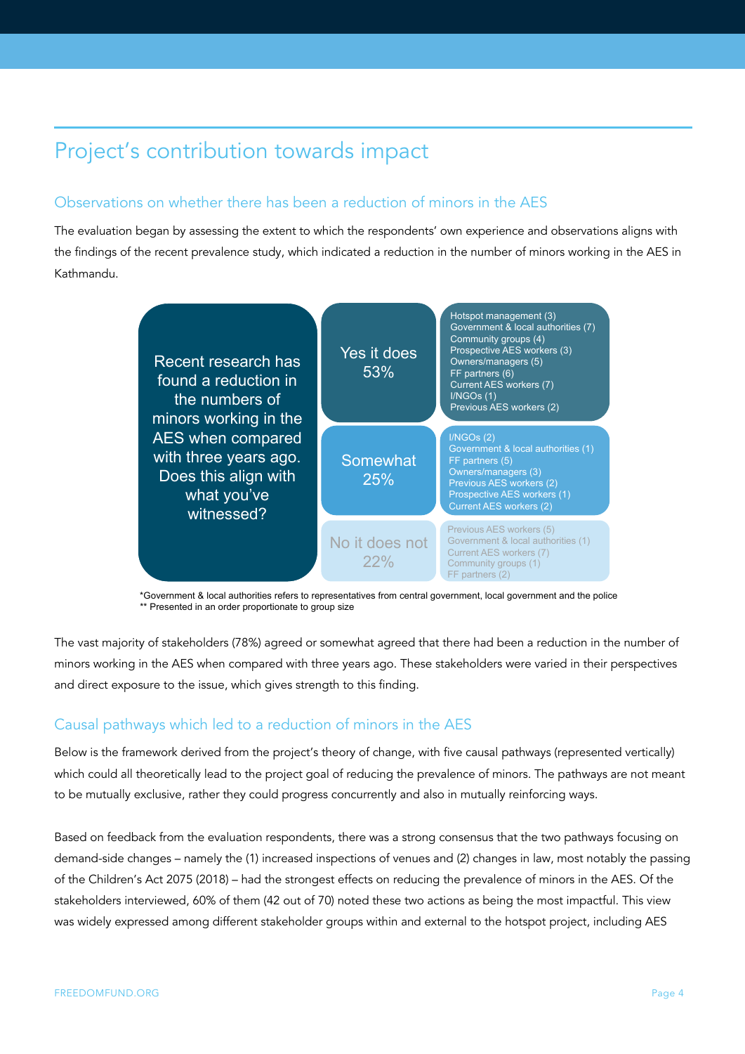# Project's contribution towards impact

## Observations on whether there has been a reduction of minors in the AES

The evaluation began by assessing the extent to which the respondents' own experience and observations aligns with the findings of the recent prevalence study, which indicated a reduction in the number of minors working in the AES in Kathmandu.

**Recent research has found a reduction in the numbers of minors working in the AES when compared with three years ago. Does this align with what you've witnessed?**

| Response | Stakeholders |
|---|---|
| Yes it does 53% | Hotspot management (3), Government & local authorities (7), Community groups (4), Prospective AES workers (3), Owners/managers (5), FF partners (6), Current AES workers (7), I/NGOs (1), Previous AES workers (2) |
| Somewhat 25% | I/NGOs (2), Government & local authorities (1), FF partners (5), Owners/managers (3), Previous AES workers (2), Prospective AES workers (1), Current AES workers (2) |
| No it does not 22% | Previous AES workers (5), Government & local authorities (1), Current AES workers (7), Community groups (1), FF partners (2) |

*Government & local authorities refers to representatives from central government, local government and the police
** Presented in an order proportionate to group size

The vast majority of stakeholders (78%) agreed or somewhat agreed that there had been a reduction in the number of minors working in the AES when compared with three years ago. These stakeholders were varied in their perspectives and direct exposure to the issue, which gives strength to this finding.

## Causal pathways which led to a reduction of minors in the AES

Below is the framework derived from the project's theory of change, with five causal pathways (represented vertically) which could all theoretically lead to the project goal of reducing the prevalence of minors. The pathways are not meant to be mutually exclusive, rather they could progress concurrently and also in mutually reinforcing ways.

Based on feedback from the evaluation respondents, there was a strong consensus that the two pathways focusing on demand-side changes – namely the (1) increased inspections of venues and (2) changes in law, most notably the passing of the Children's Act 2075 (2018) – had the strongest effects on reducing the prevalence of minors in the AES. Of the stakeholders interviewed, 60% of them (42 out of 70) noted these two actions as being the most impactful. This view was widely expressed among different stakeholder groups within and external to the hotspot project, including AES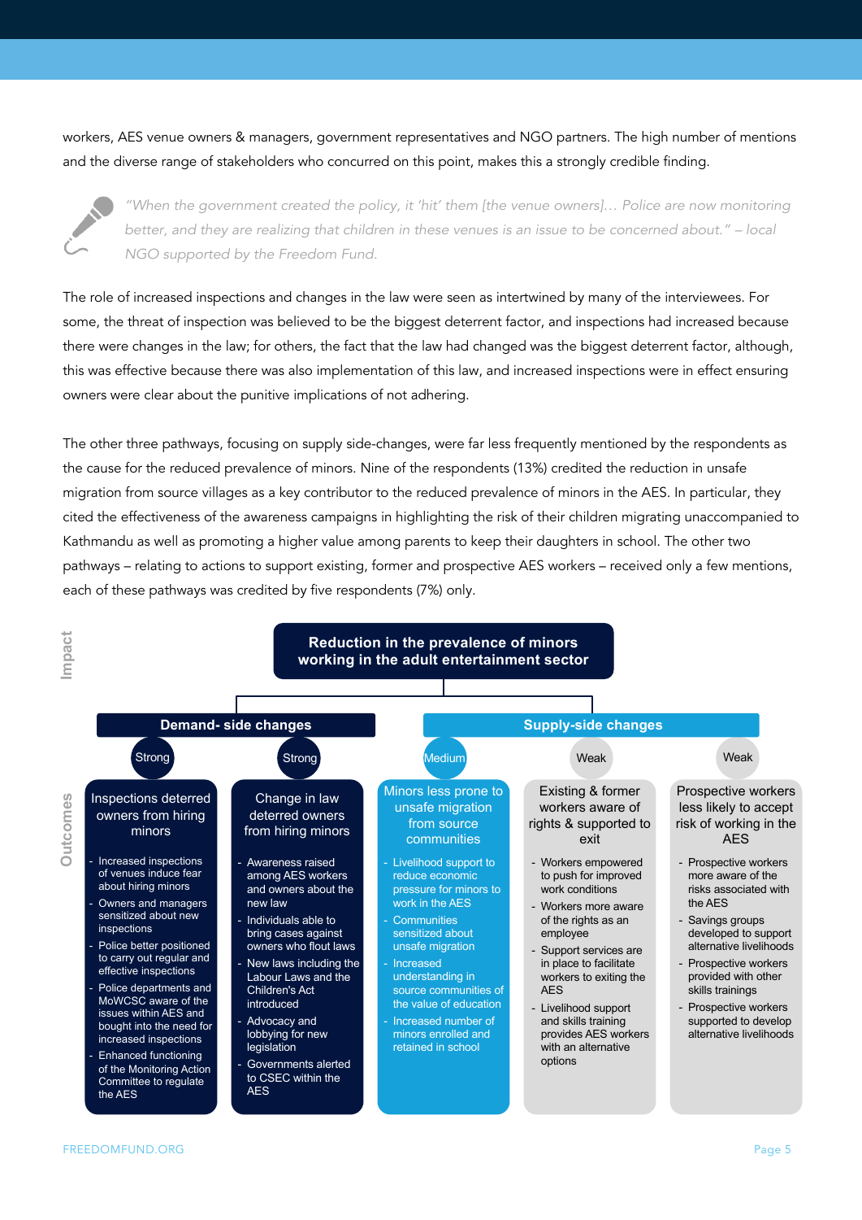workers, AES venue owners & managers, government representatives and NGO partners. The high number of mentions and the diverse range of stakeholders who concurred on this point, makes this a strongly credible finding.

> *"When the government created the policy, it 'hit' them [the venue owners]… Police are now monitoring better, and they are realizing that children in these venues is an issue to be concerned about." – local NGO supported by the Freedom Fund.*

The role of increased inspections and changes in the law were seen as intertwined by many of the interviewees. For some, the threat of inspection was believed to be the biggest deterrent factor, and inspections had increased because there were changes in the law; for others, the fact that the law had changed was the biggest deterrent factor, although, this was effective because there was also implementation of this law, and increased inspections were in effect ensuring owners were clear about the punitive implications of not adhering.

The other three pathways, focusing on supply side-changes, were far less frequently mentioned by the respondents as the cause for the reduced prevalence of minors. Nine of the respondents (13%) credited the reduction in unsafe migration from source villages as a key contributor to the reduced prevalence of minors in the AES. In particular, they cited the effectiveness of the awareness campaigns in highlighting the risk of their children migrating unaccompanied to Kathmandu as well as promoting a higher value among parents to keep their daughters in school. The other two pathways – relating to actions to support existing, former and prospective AES workers – received only a few mentions, each of these pathways was credited by five respondents (7%) only.

**Impact:** Reduction in the prevalence of minors working in the adult entertainment sector

**Outcomes:**

**Demand- side changes**

**Inspections deterred owners from hiring minors** (Strong)
- Increased inspections of venues induce fear about hiring minors
- Owners and managers sensitized about new inspections
- Police better positioned to carry out regular and effective inspections
- Police departments and MoWCSC aware of the issues within AES and bought into the need for increased inspections
- Enhanced functioning of the Monitoring Action Committee to regulate the AES

**Change in law deterred owners from hiring minors** (Strong)
- Awareness raised among AES workers and owners about the new law
- Individuals able to bring cases against owners who flout laws
- New laws including the Labour Laws and the Children's Act introduced
- Advocacy and lobbying for new legislation
- Governments alerted to CSEC within the AES

**Supply-side changes**

**Minors less prone to unsafe migration from source communities** (Medium)
- Livelihood support to reduce economic pressure for minors to work in the AES
- Communities sensitized about unsafe migration
- Increased understanding in source communities of the value of education
- Increased number of minors enrolled and retained in school

**Existing & former workers aware of rights & supported to exit** (Weak)
- Workers empowered to push for improved work conditions
- Workers more aware of the rights as an employee
- Support services are in place to facilitate workers to exiting the AES
- Livelihood support and skills training provides AES workers with an alternative options

**Prospective workers less likely to accept risk of working in the AES** (Weak)
- Prospective workers more aware of the risks associated with the AES
- Savings groups developed to support alternative livelihoods
- Prospective workers provided with other skills trainings
- Prospective workers supported to develop alternative livelihoods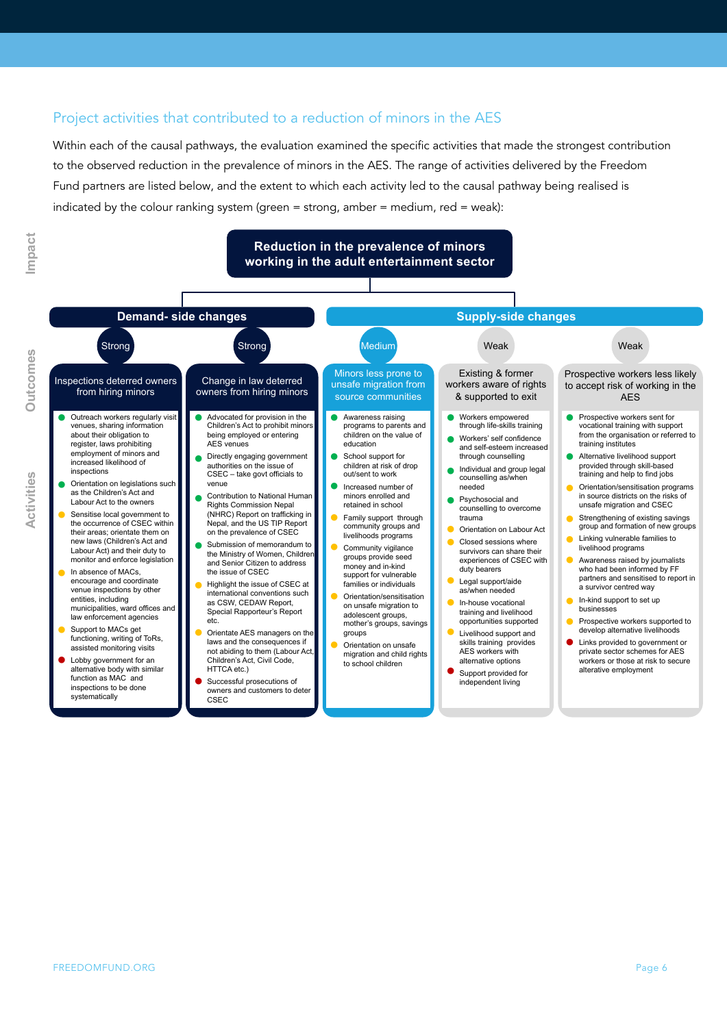## Project activities that contributed to a reduction of minors in the AES

Within each of the causal pathways, the evaluation examined the specific activities that made the strongest contribution to the observed reduction in the prevalence of minors in the AES. The range of activities delivered by the Freedom Fund partners are listed below, and the extent to which each activity led to the causal pathway being realised is indicated by the colour ranking system (green = strong, amber = medium, red = weak):

**Impact:** Reduction in the prevalence of minors working in the adult entertainment sector

### Demand- side changes

**Outcome: Inspections deterred owners from hiring minors** (Strong)

Activities:
- (green) Outreach workers regularly visit venues, sharing information about their obligation to register, laws prohibiting employment of minors and increased likelihood of inspections
- (green) Orientation on legislations such as the Children's Act and Labour Act to the owners
- (amber) Sensitise local government to the occurrence of CSEC within their areas; orientate them on new laws (Children's Act and Labour Act) and their duty to monitor and enforce legislation
- (amber) In absence of MACs, encourage and coordinate venue inspections by other entities, including municipalities, ward offices and law enforcement agencies
- (amber) Support to MACs get functioning, writing of ToRs, assisted monitoring visits
- (red) Lobby government for an alternative body with similar function as MAC and inspections to be done systematically

**Outcome: Change in law deterred owners from hiring minors** (Strong)

Activities:
- (green) Advocated for provision in the Children's Act to prohibit minors being employed or entering AES venues
- (green) Directly engaging government authorities on the issue of CSEC – take govt officials to venue
- (green) Contribution to National Human Rights Commission Nepal (NHRC) Report on trafficking in Nepal, and the US TIP Report on the prevalence of CSEC
- (green) Submission of memorandum to the Ministry of Women, Children and Senior Citizen to address the issue of CSEC
- (amber) Highlight the issue of CSEC at international conventions such as CSW, CEDAW Report, Special Rapporteur's Report etc.
- (amber) Orientate AES managers on the laws and the consequences if not abiding to them (Labour Act, Children's Act, Civil Code, HTTCA etc.)
- (red) Successful prosecutions of owners and customers to deter CSEC

### Supply-side changes

**Outcome: Minors less prone to unsafe migration from source communities** (Medium)

Activities:
- (green) Awareness raising programs to parents and children on the value of education
- (green) School support for children at risk of drop out/sent to work
- (green) Increased number of minors enrolled and retained in school
- (amber) Family support through community groups and livelihoods programs
- (amber) Community vigilance groups provide seed money and in-kind support for vulnerable families or individuals
- (amber) Orientation/sensitisation on unsafe migration to adolescent groups, mother's groups, savings groups
- (amber) Orientation on unsafe migration and child rights to school children

**Outcome: Existing & former workers aware of rights & supported to exit** (Weak)

Activities:
- (green) Workers empowered through life-skills training
- (green) Workers' self confidence and self-esteem increased through counselling
- (green) Individual and group legal counselling as/when needed
- (green) Psychosocial and counselling to overcome trauma
- (amber) Orientation on Labour Act
- (amber) Closed sessions where survivors can share their experiences of CSEC with duty bearers
- (amber) Legal support/aide as/when needed
- (amber) In-house vocational training and livelihood opportunities supported
- (amber) Livelihood support and skills training provides AES workers with alternative options
- (red) Support provided for independent living

**Outcome: Prospective workers less likely to accept risk of working in the AES** (Weak)

Activities:
- (green) Prospective workers sent for vocational training with support from the organisation or referred to training institutes
- (green) Alternative livelihood support provided through skill-based training and help to find jobs
- (amber) Orientation/sensitisation programs in source districts on the risks of unsafe migration and CSEC
- (amber) Strengthening of existing savings group and formation of new groups
- (amber) Linking vulnerable families to livelihood programs
- (amber) Awareness raised by journalists who had been informed by FF partners and sensitised to report in a survivor centred way
- (amber) In-kind support to set up businesses
- (amber) Prospective workers supported to develop alternative livelihoods
- (red) Links provided to government or private sector schemes for AES workers or those at risk to secure alterative employment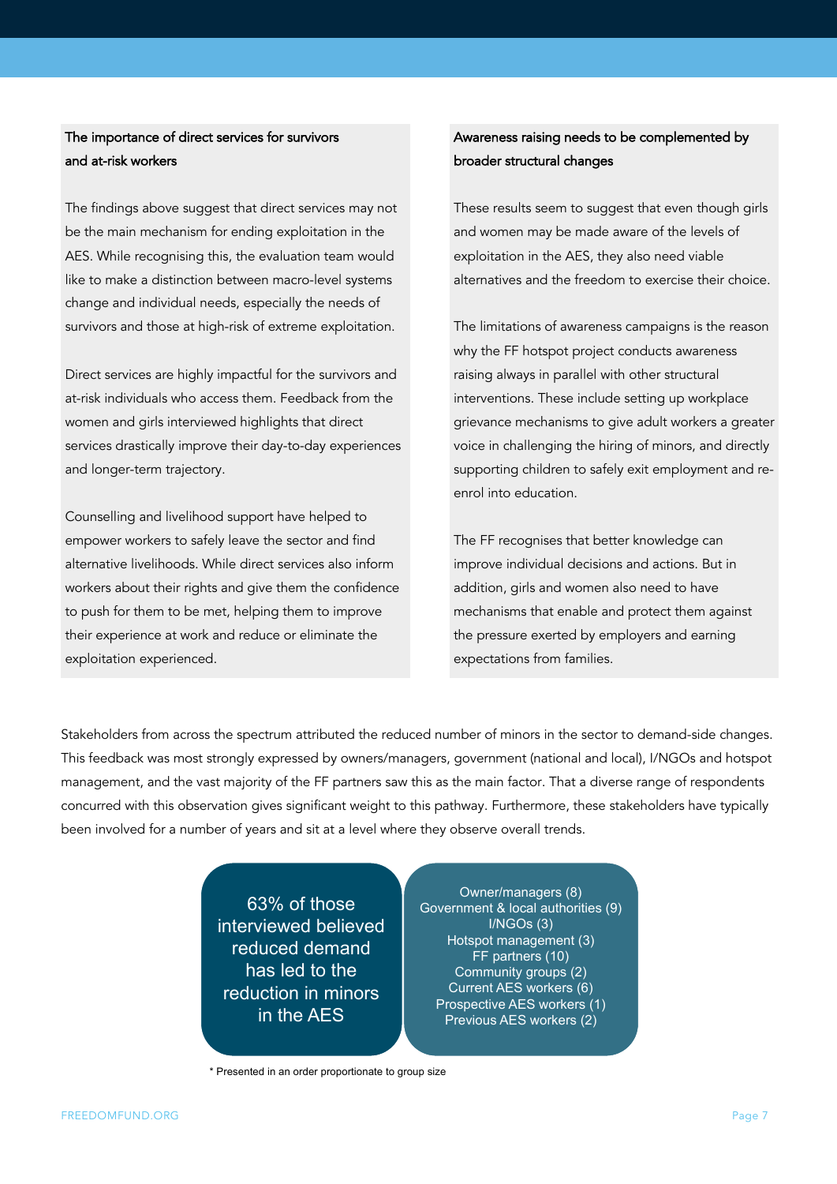### The importance of direct services for survivors and at-risk workers

The findings above suggest that direct services may not be the main mechanism for ending exploitation in the AES. While recognising this, the evaluation team would like to make a distinction between macro-level systems change and individual needs, especially the needs of survivors and those at high-risk of extreme exploitation.

Direct services are highly impactful for the survivors and at-risk individuals who access them. Feedback from the women and girls interviewed highlights that direct services drastically improve their day-to-day experiences and longer-term trajectory.

Counselling and livelihood support have helped to empower workers to safely leave the sector and find alternative livelihoods. While direct services also inform workers about their rights and give them the confidence to push for them to be met, helping them to improve their experience at work and reduce or eliminate the exploitation experienced.

### Awareness raising needs to be complemented by broader structural changes

These results seem to suggest that even though girls and women may be made aware of the levels of exploitation in the AES, they also need viable alternatives and the freedom to exercise their choice.

The limitations of awareness campaigns is the reason why the FF hotspot project conducts awareness raising always in parallel with other structural interventions. These include setting up workplace grievance mechanisms to give adult workers a greater voice in challenging the hiring of minors, and directly supporting children to safely exit employment and re-enrol into education.

The FF recognises that better knowledge can improve individual decisions and actions. But in addition, girls and women also need to have mechanisms that enable and protect them against the pressure exerted by employers and earning expectations from families.

Stakeholders from across the spectrum attributed the reduced number of minors in the sector to demand-side changes. This feedback was most strongly expressed by owners/managers, government (national and local), I/NGOs and hotspot management, and the vast majority of the FF partners saw this as the main factor. That a diverse range of respondents concurred with this observation gives significant weight to this pathway. Furthermore, these stakeholders have typically been involved for a number of years and sit at a level where they observe overall trends.

63% of those interviewed believed reduced demand has led to the reduction in minors in the AES

- Owner/managers (8)
- Government & local authorities (9)
- I/NGOs (3)
- Hotspot management (3)
- FF partners (10)
- Community groups (2)
- Current AES workers (6)
- Prospective AES workers (1)
- Previous AES workers (2)

\* Presented in an order proportionate to group size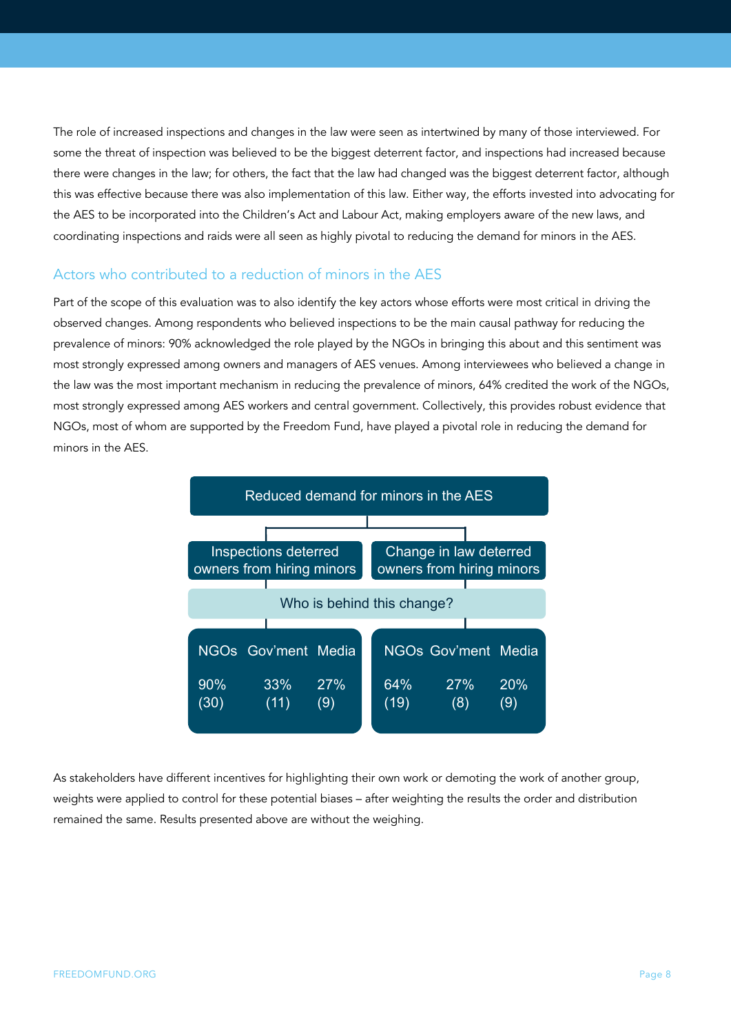The role of increased inspections and changes in the law were seen as intertwined by many of those interviewed. For some the threat of inspection was believed to be the biggest deterrent factor, and inspections had increased because there were changes in the law; for others, the fact that the law had changed was the biggest deterrent factor, although this was effective because there was also implementation of this law. Either way, the efforts invested into advocating for the AES to be incorporated into the Children's Act and Labour Act, making employers aware of the new laws, and coordinating inspections and raids were all seen as highly pivotal to reducing the demand for minors in the AES.

## Actors who contributed to a reduction of minors in the AES

Part of the scope of this evaluation was to also identify the key actors whose efforts were most critical in driving the observed changes. Among respondents who believed inspections to be the main causal pathway for reducing the prevalence of minors: 90% acknowledged the role played by the NGOs in bringing this about and this sentiment was most strongly expressed among owners and managers of AES venues. Among interviewees who believed a change in the law was the most important mechanism in reducing the prevalence of minors, 64% credited the work of the NGOs, most strongly expressed among AES workers and central government. Collectively, this provides robust evidence that NGOs, most of whom are supported by the Freedom Fund, have played a pivotal role in reducing the demand for minors in the AES.

**Reduced demand for minors in the AES**

Who is behind this change?

| | NGOs | Gov'ment | Media |
|---|---|---|---|
| Inspections deterred owners from hiring minors | 90% (30) | 33% (11) | 27% (9) |
| Change in law deterred owners from hiring minors | 64% (19) | 27% (8) | 20% (9) |

As stakeholders have different incentives for highlighting their own work or demoting the work of another group, weights were applied to control for these potential biases – after weighting the results the order and distribution remained the same. Results presented above are without the weighing.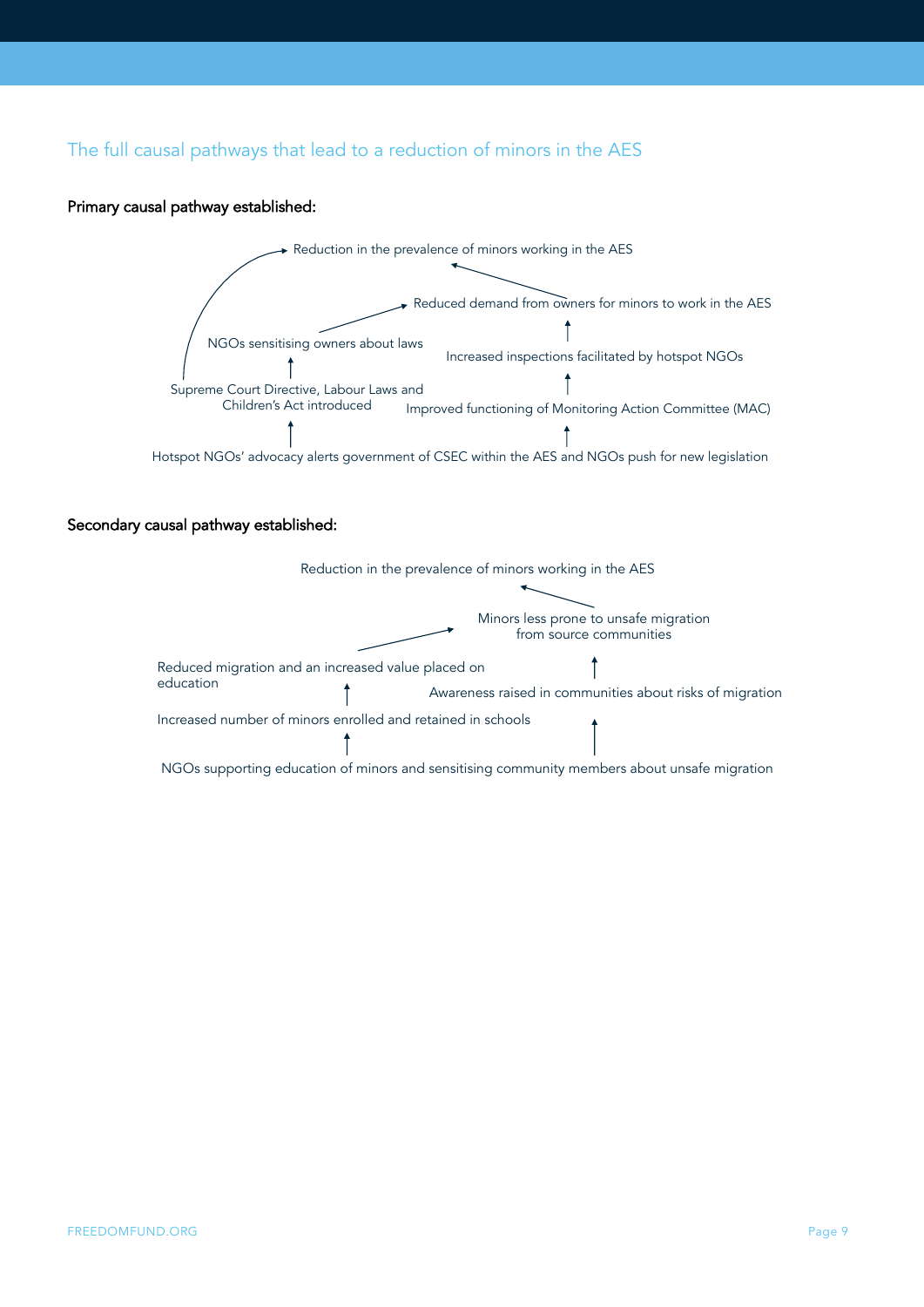## The full causal pathways that lead to a reduction of minors in the AES

### Primary causal pathway established:

Reduction in the prevalence of minors working in the AES

Reduced demand from owners for minors to work in the AES

NGOs sensitising owners about laws

Increased inspections facilitated by hotspot NGOs

Supreme Court Directive, Labour Laws and Children's Act introduced

Improved functioning of Monitoring Action Committee (MAC)

Hotspot NGOs' advocacy alerts government of CSEC within the AES and NGOs push for new legislation

### Secondary causal pathway established:

Reduction in the prevalence of minors working in the AES

Minors less prone to unsafe migration from source communities

Reduced migration and an increased value placed on education

Awareness raised in communities about risks of migration

Increased number of minors enrolled and retained in schools

NGOs supporting education of minors and sensitising community members about unsafe migration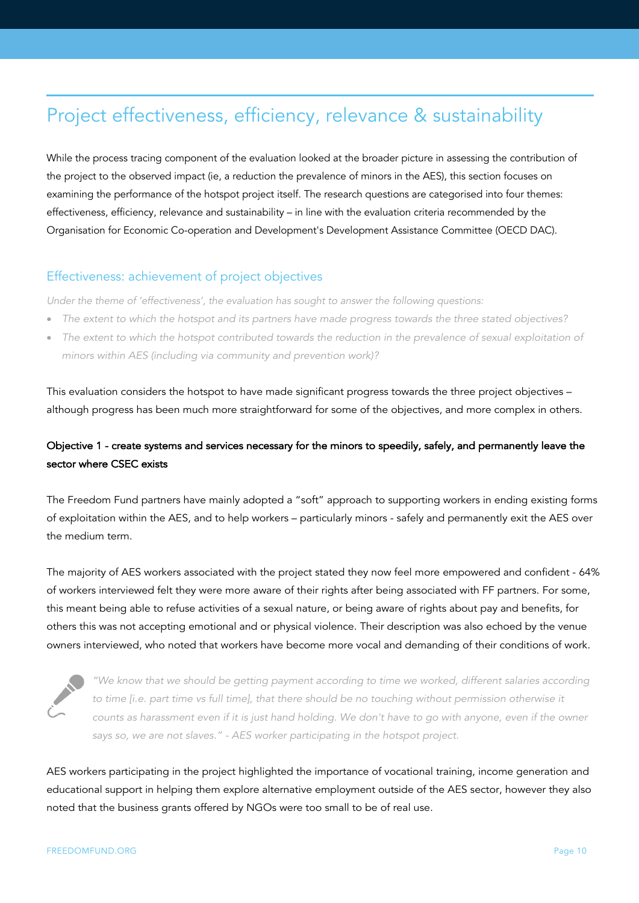# Project effectiveness, efficiency, relevance & sustainability

While the process tracing component of the evaluation looked at the broader picture in assessing the contribution of the project to the observed impact (ie, a reduction the prevalence of minors in the AES), this section focuses on examining the performance of the hotspot project itself. The research questions are categorised into four themes: effectiveness, efficiency, relevance and sustainability – in line with the evaluation criteria recommended by the Organisation for Economic Co-operation and Development's Development Assistance Committee (OECD DAC).

## Effectiveness: achievement of project objectives

*Under the theme of 'effectiveness', the evaluation has sought to answer the following questions:*

- *The extent to which the hotspot and its partners have made progress towards the three stated objectives?*
- *The extent to which the hotspot contributed towards the reduction in the prevalence of sexual exploitation of minors within AES (including via community and prevention work)?*

This evaluation considers the hotspot to have made significant progress towards the three project objectives – although progress has been much more straightforward for some of the objectives, and more complex in others.

**Objective 1 - create systems and services necessary for the minors to speedily, safely, and permanently leave the sector where CSEC exists**

The Freedom Fund partners have mainly adopted a "soft" approach to supporting workers in ending existing forms of exploitation within the AES, and to help workers – particularly minors - safely and permanently exit the AES over the medium term.

The majority of AES workers associated with the project stated they now feel more empowered and confident - 64% of workers interviewed felt they were more aware of their rights after being associated with FF partners. For some, this meant being able to refuse activities of a sexual nature, or being aware of rights about pay and benefits, for others this was not accepting emotional and or physical violence. Their description was also echoed by the venue owners interviewed, who noted that workers have become more vocal and demanding of their conditions of work.

> *"We know that we should be getting payment according to time we worked, different salaries according to time [i.e. part time vs full time], that there should be no touching without permission otherwise it counts as harassment even if it is just hand holding. We don't have to go with anyone, even if the owner says so, we are not slaves." - AES worker participating in the hotspot project.*

AES workers participating in the project highlighted the importance of vocational training, income generation and educational support in helping them explore alternative employment outside of the AES sector, however they also noted that the business grants offered by NGOs were too small to be of real use.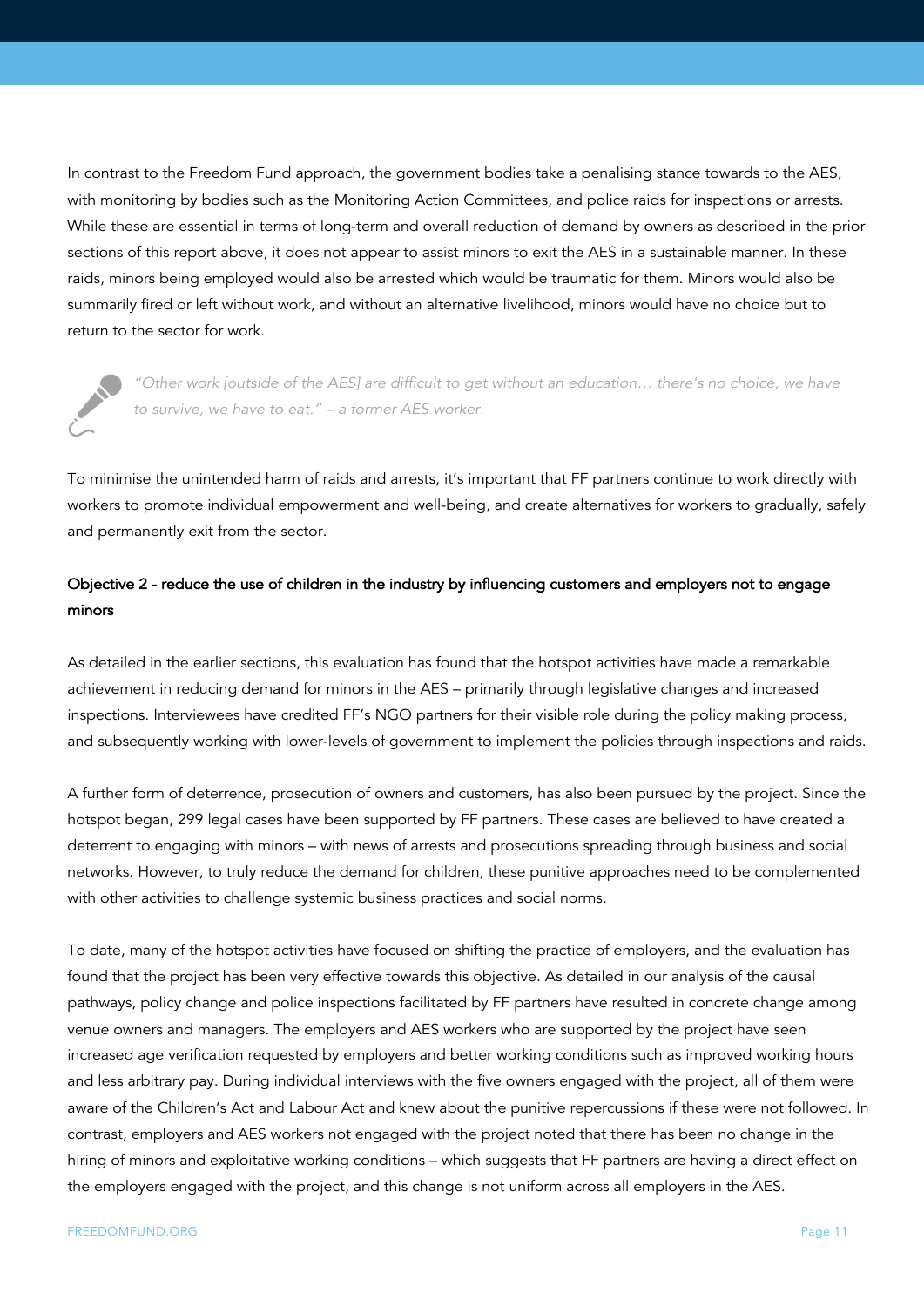In contrast to the Freedom Fund approach, the government bodies take a penalising stance towards to the AES, with monitoring by bodies such as the Monitoring Action Committees, and police raids for inspections or arrests. While these are essential in terms of long-term and overall reduction of demand by owners as described in the prior sections of this report above, it does not appear to assist minors to exit the AES in a sustainable manner. In these raids, minors being employed would also be arrested which would be traumatic for them. Minors would also be summarily fired or left without work, and without an alternative livelihood, minors would have no choice but to return to the sector for work.

> *"Other work [outside of the AES] are difficult to get without an education… there's no choice, we have to survive, we have to eat." – a former AES worker.*

To minimise the unintended harm of raids and arrests, it's important that FF partners continue to work directly with workers to promote individual empowerment and well-being, and create alternatives for workers to gradually, safely and permanently exit from the sector.

### Objective 2 - reduce the use of children in the industry by influencing customers and employers not to engage minors

As detailed in the earlier sections, this evaluation has found that the hotspot activities have made a remarkable achievement in reducing demand for minors in the AES – primarily through legislative changes and increased inspections. Interviewees have credited FF's NGO partners for their visible role during the policy making process, and subsequently working with lower-levels of government to implement the policies through inspections and raids.

A further form of deterrence, prosecution of owners and customers, has also been pursued by the project. Since the hotspot began, 299 legal cases have been supported by FF partners. These cases are believed to have created a deterrent to engaging with minors – with news of arrests and prosecutions spreading through business and social networks. However, to truly reduce the demand for children, these punitive approaches need to be complemented with other activities to challenge systemic business practices and social norms.

To date, many of the hotspot activities have focused on shifting the practice of employers, and the evaluation has found that the project has been very effective towards this objective. As detailed in our analysis of the causal pathways, policy change and police inspections facilitated by FF partners have resulted in concrete change among venue owners and managers. The employers and AES workers who are supported by the project have seen increased age verification requested by employers and better working conditions such as improved working hours and less arbitrary pay. During individual interviews with the five owners engaged with the project, all of them were aware of the Children's Act and Labour Act and knew about the punitive repercussions if these were not followed. In contrast, employers and AES workers not engaged with the project noted that there has been no change in the hiring of minors and exploitative working conditions – which suggests that FF partners are having a direct effect on the employers engaged with the project, and this change is not uniform across all employers in the AES.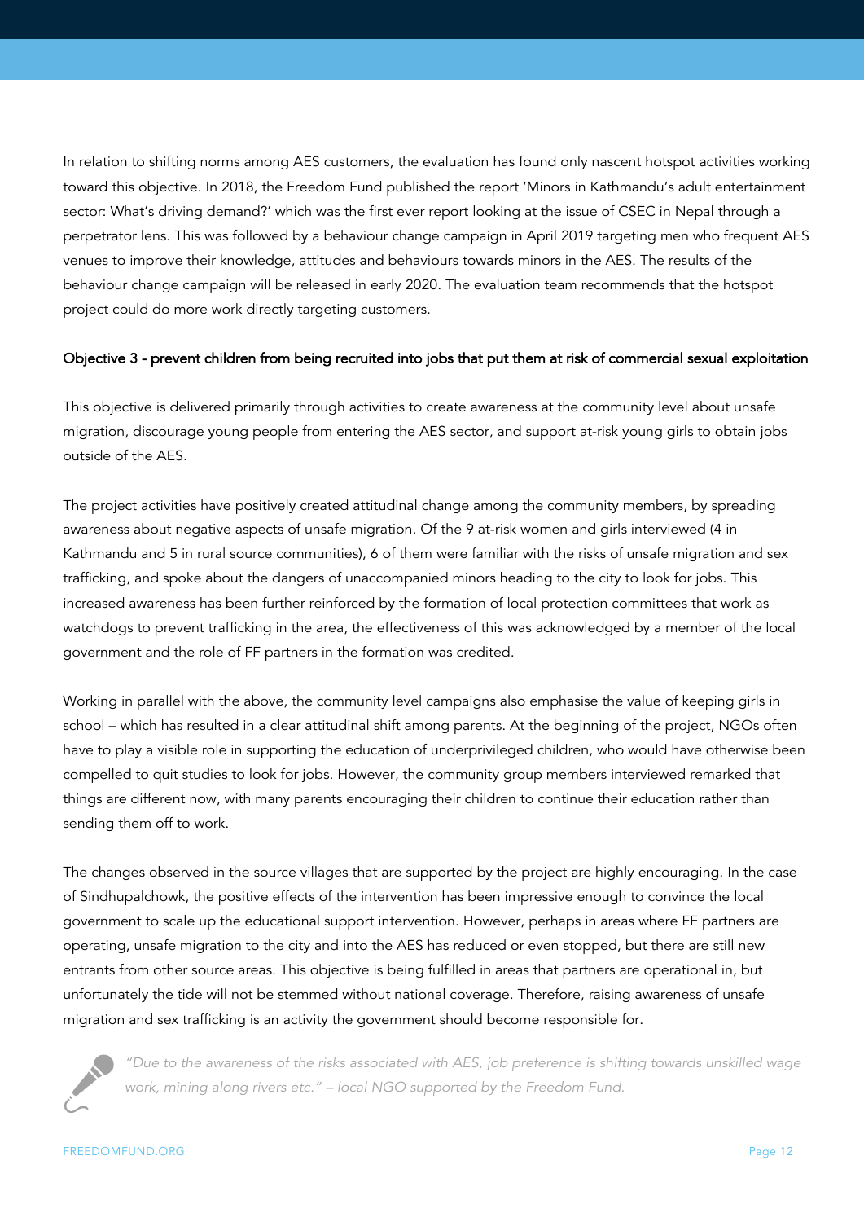In relation to shifting norms among AES customers, the evaluation has found only nascent hotspot activities working toward this objective. In 2018, the Freedom Fund published the report 'Minors in Kathmandu's adult entertainment sector: What's driving demand?' which was the first ever report looking at the issue of CSEC in Nepal through a perpetrator lens. This was followed by a behaviour change campaign in April 2019 targeting men who frequent AES venues to improve their knowledge, attitudes and behaviours towards minors in the AES. The results of the behaviour change campaign will be released in early 2020. The evaluation team recommends that the hotspot project could do more work directly targeting customers.

### Objective 3 - prevent children from being recruited into jobs that put them at risk of commercial sexual exploitation

This objective is delivered primarily through activities to create awareness at the community level about unsafe migration, discourage young people from entering the AES sector, and support at-risk young girls to obtain jobs outside of the AES.

The project activities have positively created attitudinal change among the community members, by spreading awareness about negative aspects of unsafe migration. Of the 9 at-risk women and girls interviewed (4 in Kathmandu and 5 in rural source communities), 6 of them were familiar with the risks of unsafe migration and sex trafficking, and spoke about the dangers of unaccompanied minors heading to the city to look for jobs. This increased awareness has been further reinforced by the formation of local protection committees that work as watchdogs to prevent trafficking in the area, the effectiveness of this was acknowledged by a member of the local government and the role of FF partners in the formation was credited.

Working in parallel with the above, the community level campaigns also emphasise the value of keeping girls in school – which has resulted in a clear attitudinal shift among parents. At the beginning of the project, NGOs often have to play a visible role in supporting the education of underprivileged children, who would have otherwise been compelled to quit studies to look for jobs. However, the community group members interviewed remarked that things are different now, with many parents encouraging their children to continue their education rather than sending them off to work.

The changes observed in the source villages that are supported by the project are highly encouraging. In the case of Sindhupalchowk, the positive effects of the intervention has been impressive enough to convince the local government to scale up the educational support intervention. However, perhaps in areas where FF partners are operating, unsafe migration to the city and into the AES has reduced or even stopped, but there are still new entrants from other source areas. This objective is being fulfilled in areas that partners are operational in, but unfortunately the tide will not be stemmed without national coverage. Therefore, raising awareness of unsafe migration and sex trafficking is an activity the government should become responsible for.

> *"Due to the awareness of the risks associated with AES, job preference is shifting towards unskilled wage work, mining along rivers etc." – local NGO supported by the Freedom Fund.*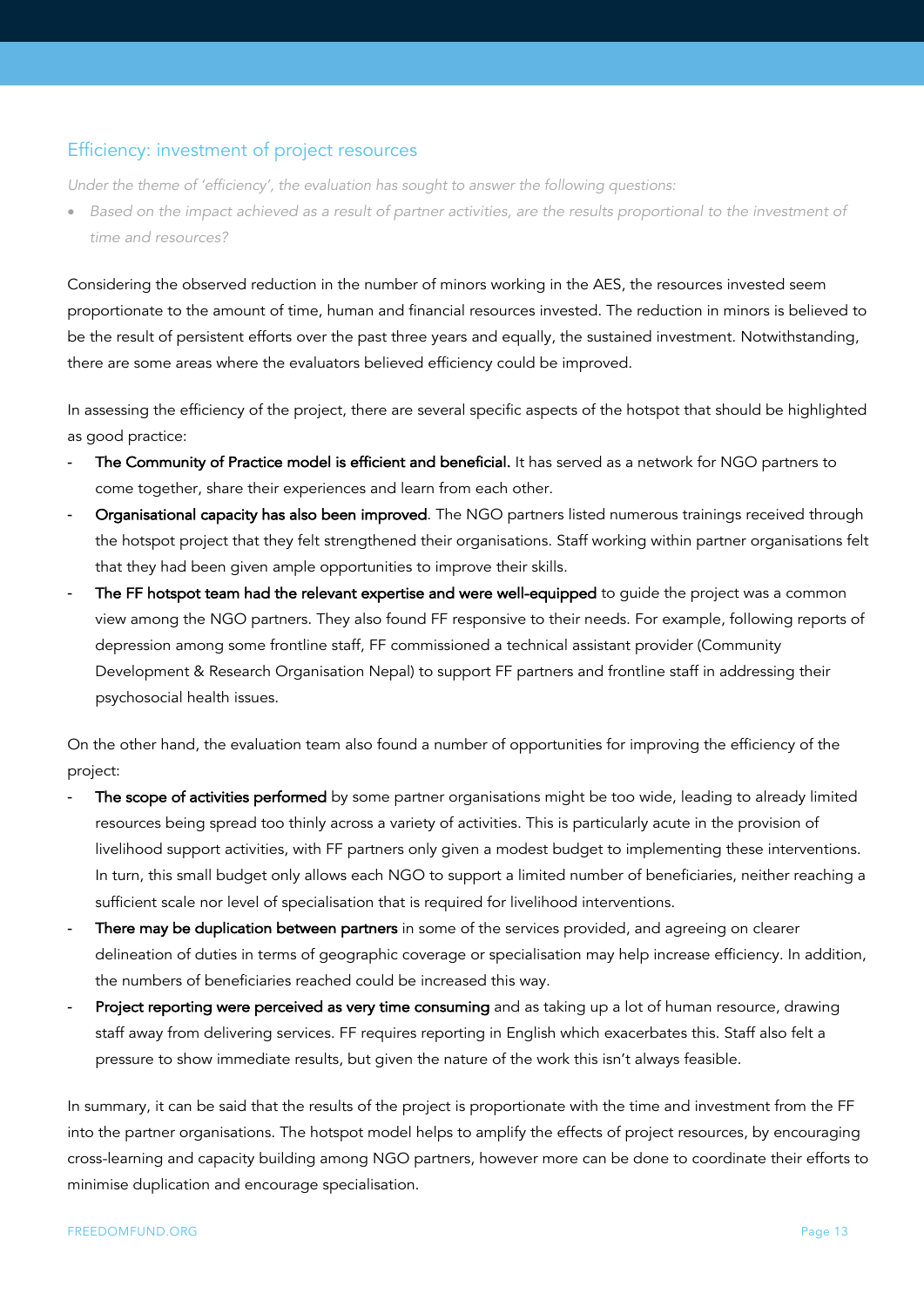## Efficiency: investment of project resources

*Under the theme of 'efficiency', the evaluation has sought to answer the following questions:*

- *Based on the impact achieved as a result of partner activities, are the results proportional to the investment of time and resources?*

Considering the observed reduction in the number of minors working in the AES, the resources invested seem proportionate to the amount of time, human and financial resources invested. The reduction in minors is believed to be the result of persistent efforts over the past three years and equally, the sustained investment. Notwithstanding, there are some areas where the evaluators believed efficiency could be improved.

In assessing the efficiency of the project, there are several specific aspects of the hotspot that should be highlighted as good practice:

- **The Community of Practice model is efficient and beneficial.** It has served as a network for NGO partners to come together, share their experiences and learn from each other.
- **Organisational capacity has also been improved**. The NGO partners listed numerous trainings received through the hotspot project that they felt strengthened their organisations. Staff working within partner organisations felt that they had been given ample opportunities to improve their skills.
- **The FF hotspot team had the relevant expertise and were well-equipped** to guide the project was a common view among the NGO partners. They also found FF responsive to their needs. For example, following reports of depression among some frontline staff, FF commissioned a technical assistant provider (Community Development & Research Organisation Nepal) to support FF partners and frontline staff in addressing their psychosocial health issues.

On the other hand, the evaluation team also found a number of opportunities for improving the efficiency of the project:

- **The scope of activities performed** by some partner organisations might be too wide, leading to already limited resources being spread too thinly across a variety of activities. This is particularly acute in the provision of livelihood support activities, with FF partners only given a modest budget to implementing these interventions. In turn, this small budget only allows each NGO to support a limited number of beneficiaries, neither reaching a sufficient scale nor level of specialisation that is required for livelihood interventions.
- **There may be duplication between partners** in some of the services provided, and agreeing on clearer delineation of duties in terms of geographic coverage or specialisation may help increase efficiency. In addition, the numbers of beneficiaries reached could be increased this way.
- **Project reporting were perceived as very time consuming** and as taking up a lot of human resource, drawing staff away from delivering services. FF requires reporting in English which exacerbates this. Staff also felt a pressure to show immediate results, but given the nature of the work this isn't always feasible.

In summary, it can be said that the results of the project is proportionate with the time and investment from the FF into the partner organisations. The hotspot model helps to amplify the effects of project resources, by encouraging cross-learning and capacity building among NGO partners, however more can be done to coordinate their efforts to minimise duplication and encourage specialisation.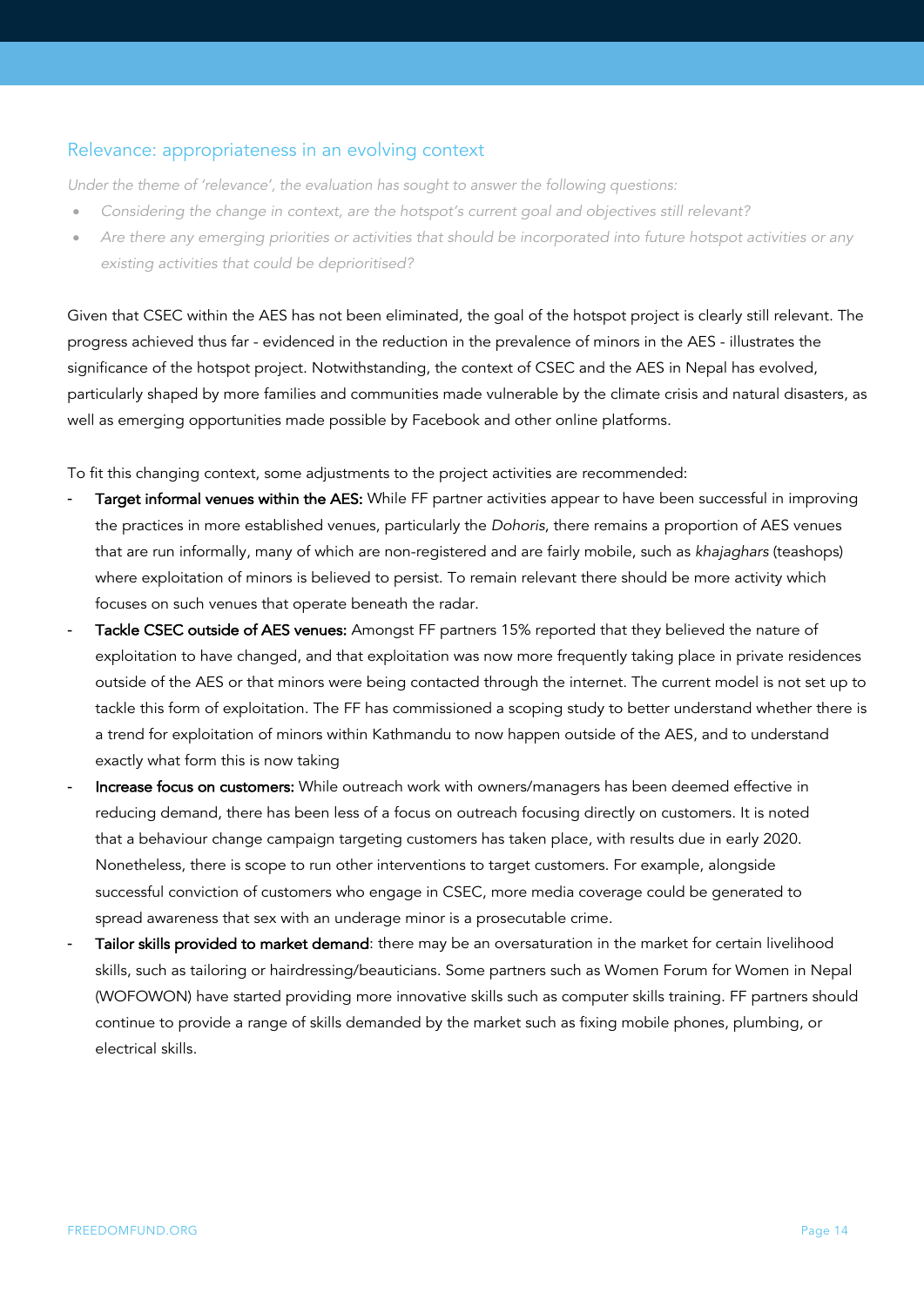## Relevance: appropriateness in an evolving context

*Under the theme of 'relevance', the evaluation has sought to answer the following questions:*

- *Considering the change in context, are the hotspot's current goal and objectives still relevant?*
- *Are there any emerging priorities or activities that should be incorporated into future hotspot activities or any existing activities that could be deprioritised?*

Given that CSEC within the AES has not been eliminated, the goal of the hotspot project is clearly still relevant. The progress achieved thus far - evidenced in the reduction in the prevalence of minors in the AES - illustrates the significance of the hotspot project. Notwithstanding, the context of CSEC and the AES in Nepal has evolved, particularly shaped by more families and communities made vulnerable by the climate crisis and natural disasters, as well as emerging opportunities made possible by Facebook and other online platforms.

To fit this changing context, some adjustments to the project activities are recommended:

- **Target informal venues within the AES:** While FF partner activities appear to have been successful in improving the practices in more established venues, particularly the *Dohoris*, there remains a proportion of AES venues that are run informally, many of which are non-registered and are fairly mobile, such as *khajaghars* (teashops) where exploitation of minors is believed to persist. To remain relevant there should be more activity which focuses on such venues that operate beneath the radar.
- **Tackle CSEC outside of AES venues:** Amongst FF partners 15% reported that they believed the nature of exploitation to have changed, and that exploitation was now more frequently taking place in private residences outside of the AES or that minors were being contacted through the internet. The current model is not set up to tackle this form of exploitation. The FF has commissioned a scoping study to better understand whether there is a trend for exploitation of minors within Kathmandu to now happen outside of the AES, and to understand exactly what form this is now taking
- **Increase focus on customers:** While outreach work with owners/managers has been deemed effective in reducing demand, there has been less of a focus on outreach focusing directly on customers. It is noted that a behaviour change campaign targeting customers has taken place, with results due in early 2020. Nonetheless, there is scope to run other interventions to target customers. For example, alongside successful conviction of customers who engage in CSEC, more media coverage could be generated to spread awareness that sex with an underage minor is a prosecutable crime.
- **Tailor skills provided to market demand**: there may be an oversaturation in the market for certain livelihood skills, such as tailoring or hairdressing/beauticians. Some partners such as Women Forum for Women in Nepal (WOFOWON) have started providing more innovative skills such as computer skills training. FF partners should continue to provide a range of skills demanded by the market such as fixing mobile phones, plumbing, or electrical skills.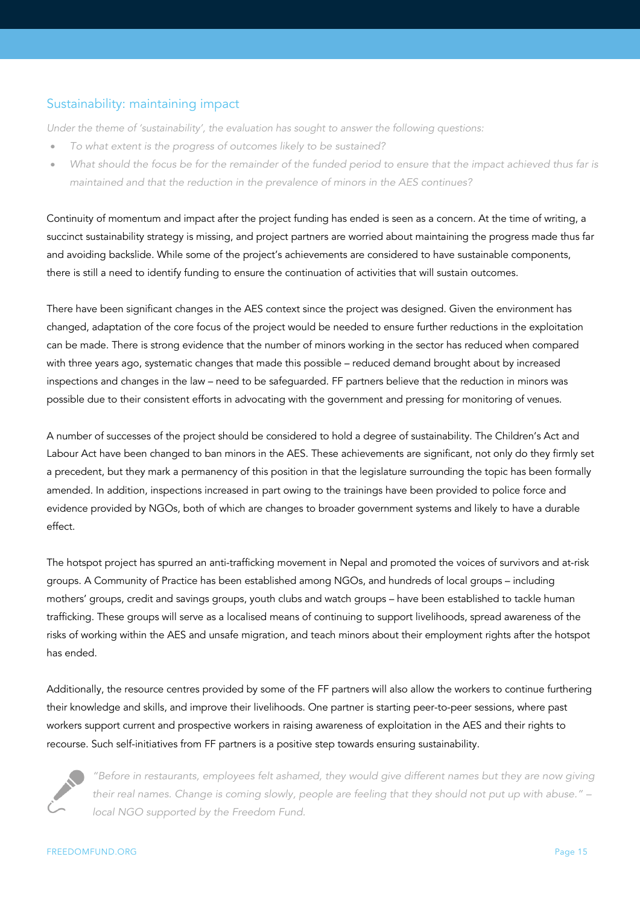## Sustainability: maintaining impact

*Under the theme of 'sustainability', the evaluation has sought to answer the following questions:*

- *To what extent is the progress of outcomes likely to be sustained?*
- *What should the focus be for the remainder of the funded period to ensure that the impact achieved thus far is maintained and that the reduction in the prevalence of minors in the AES continues?*

Continuity of momentum and impact after the project funding has ended is seen as a concern. At the time of writing, a succinct sustainability strategy is missing, and project partners are worried about maintaining the progress made thus far and avoiding backslide. While some of the project's achievements are considered to have sustainable components, there is still a need to identify funding to ensure the continuation of activities that will sustain outcomes.

There have been significant changes in the AES context since the project was designed. Given the environment has changed, adaptation of the core focus of the project would be needed to ensure further reductions in the exploitation can be made. There is strong evidence that the number of minors working in the sector has reduced when compared with three years ago, systematic changes that made this possible – reduced demand brought about by increased inspections and changes in the law – need to be safeguarded. FF partners believe that the reduction in minors was possible due to their consistent efforts in advocating with the government and pressing for monitoring of venues.

A number of successes of the project should be considered to hold a degree of sustainability. The Children's Act and Labour Act have been changed to ban minors in the AES. These achievements are significant, not only do they firmly set a precedent, but they mark a permanency of this position in that the legislature surrounding the topic has been formally amended. In addition, inspections increased in part owing to the trainings have been provided to police force and evidence provided by NGOs, both of which are changes to broader government systems and likely to have a durable effect.

The hotspot project has spurred an anti-trafficking movement in Nepal and promoted the voices of survivors and at-risk groups. A Community of Practice has been established among NGOs, and hundreds of local groups – including mothers' groups, credit and savings groups, youth clubs and watch groups – have been established to tackle human trafficking. These groups will serve as a localised means of continuing to support livelihoods, spread awareness of the risks of working within the AES and unsafe migration, and teach minors about their employment rights after the hotspot has ended.

Additionally, the resource centres provided by some of the FF partners will also allow the workers to continue furthering their knowledge and skills, and improve their livelihoods. One partner is starting peer-to-peer sessions, where past workers support current and prospective workers in raising awareness of exploitation in the AES and their rights to recourse. Such self-initiatives from FF partners is a positive step towards ensuring sustainability.

*"Before in restaurants, employees felt ashamed, they would give different names but they are now giving their real names. Change is coming slowly, people are feeling that they should not put up with abuse." – local NGO supported by the Freedom Fund.*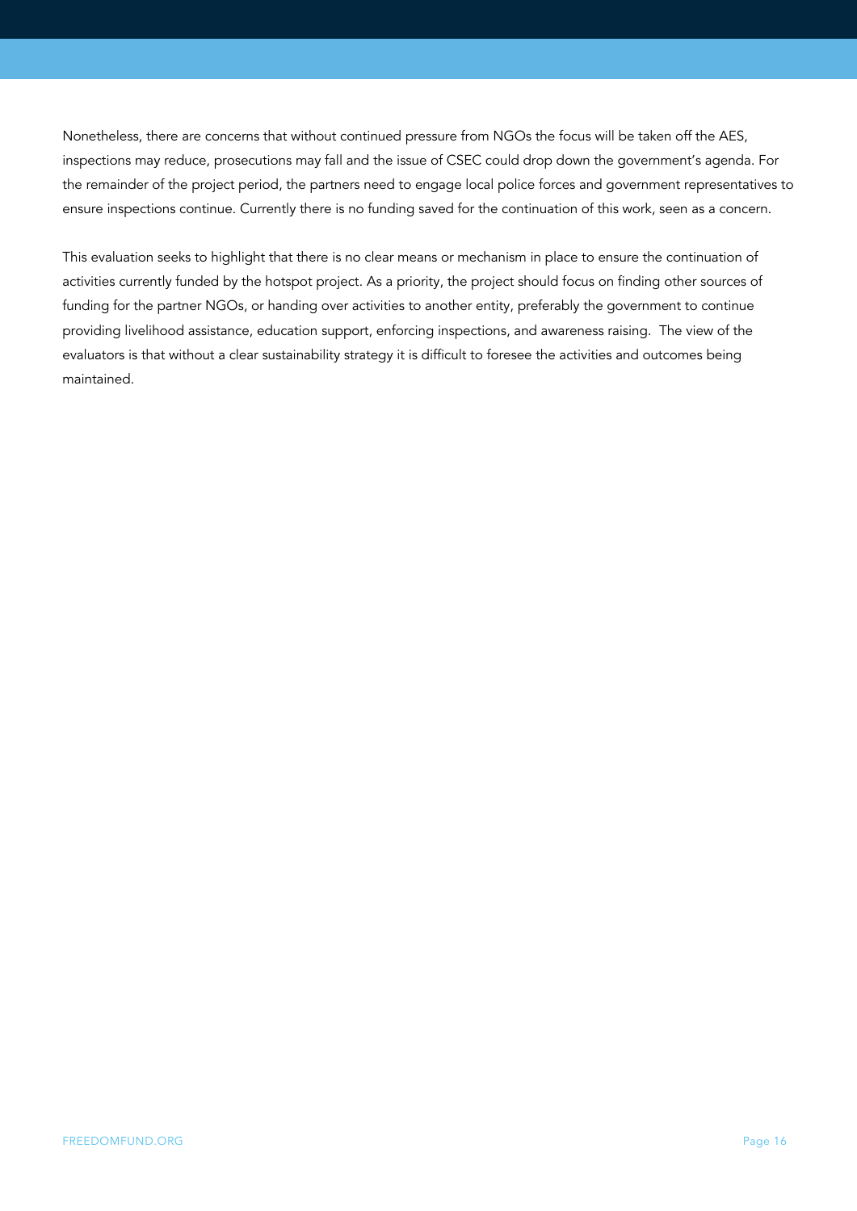Nonetheless, there are concerns that without continued pressure from NGOs the focus will be taken off the AES, inspections may reduce, prosecutions may fall and the issue of CSEC could drop down the government's agenda. For the remainder of the project period, the partners need to engage local police forces and government representatives to ensure inspections continue. Currently there is no funding saved for the continuation of this work, seen as a concern.

This evaluation seeks to highlight that there is no clear means or mechanism in place to ensure the continuation of activities currently funded by the hotspot project. As a priority, the project should focus on finding other sources of funding for the partner NGOs, or handing over activities to another entity, preferably the government to continue providing livelihood assistance, education support, enforcing inspections, and awareness raising. The view of the evaluators is that without a clear sustainability strategy it is difficult to foresee the activities and outcomes being maintained.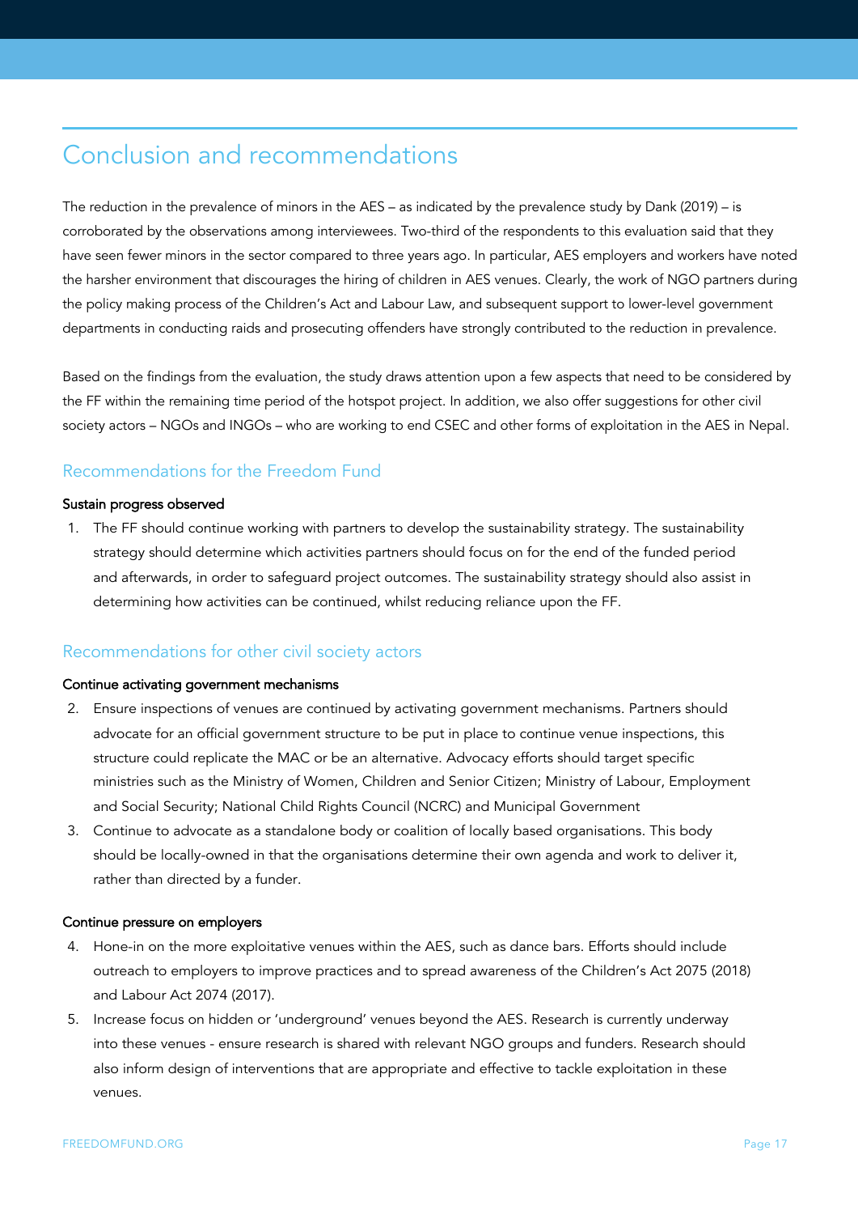# Conclusion and recommendations

The reduction in the prevalence of minors in the AES – as indicated by the prevalence study by Dank (2019) – is corroborated by the observations among interviewees. Two-third of the respondents to this evaluation said that they have seen fewer minors in the sector compared to three years ago. In particular, AES employers and workers have noted the harsher environment that discourages the hiring of children in AES venues. Clearly, the work of NGO partners during the policy making process of the Children's Act and Labour Law, and subsequent support to lower-level government departments in conducting raids and prosecuting offenders have strongly contributed to the reduction in prevalence.

Based on the findings from the evaluation, the study draws attention upon a few aspects that need to be considered by the FF within the remaining time period of the hotspot project. In addition, we also offer suggestions for other civil society actors – NGOs and INGOs – who are working to end CSEC and other forms of exploitation in the AES in Nepal.

## Recommendations for the Freedom Fund

**Sustain progress observed**

1. The FF should continue working with partners to develop the sustainability strategy. The sustainability strategy should determine which activities partners should focus on for the end of the funded period and afterwards, in order to safeguard project outcomes. The sustainability strategy should also assist in determining how activities can be continued, whilst reducing reliance upon the FF.

## Recommendations for other civil society actors

**Continue activating government mechanisms**

2. Ensure inspections of venues are continued by activating government mechanisms. Partners should advocate for an official government structure to be put in place to continue venue inspections, this structure could replicate the MAC or be an alternative. Advocacy efforts should target specific ministries such as the Ministry of Women, Children and Senior Citizen; Ministry of Labour, Employment and Social Security; National Child Rights Council (NCRC) and Municipal Government
3. Continue to advocate as a standalone body or coalition of locally based organisations. This body should be locally-owned in that the organisations determine their own agenda and work to deliver it, rather than directed by a funder.

**Continue pressure on employers**

4. Hone-in on the more exploitative venues within the AES, such as dance bars. Efforts should include outreach to employers to improve practices and to spread awareness of the Children's Act 2075 (2018) and Labour Act 2074 (2017).
5. Increase focus on hidden or 'underground' venues beyond the AES. Research is currently underway into these venues - ensure research is shared with relevant NGO groups and funders. Research should also inform design of interventions that are appropriate and effective to tackle exploitation in these venues.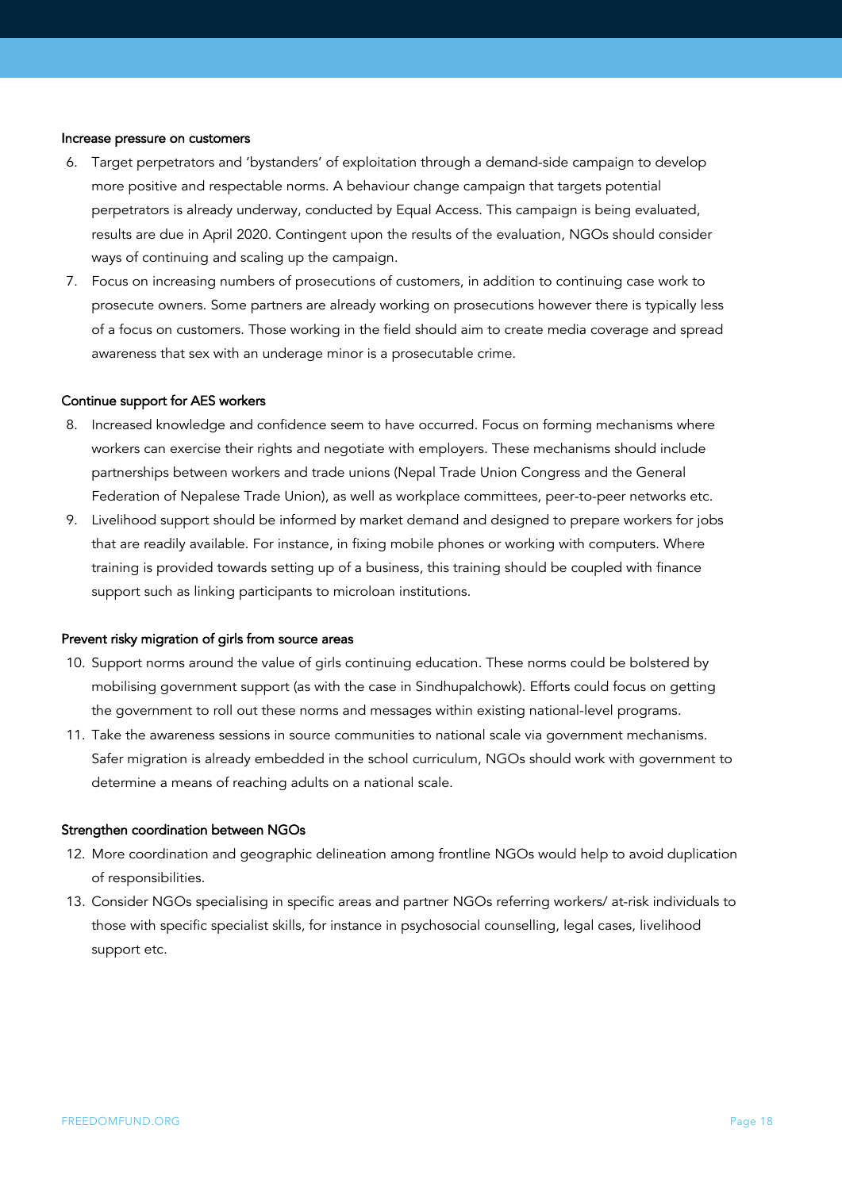#### Increase pressure on customers

6. Target perpetrators and 'bystanders' of exploitation through a demand-side campaign to develop more positive and respectable norms. A behaviour change campaign that targets potential perpetrators is already underway, conducted by Equal Access. This campaign is being evaluated, results are due in April 2020. Contingent upon the results of the evaluation, NGOs should consider ways of continuing and scaling up the campaign.
7. Focus on increasing numbers of prosecutions of customers, in addition to continuing case work to prosecute owners. Some partners are already working on prosecutions however there is typically less of a focus on customers. Those working in the field should aim to create media coverage and spread awareness that sex with an underage minor is a prosecutable crime.

#### Continue support for AES workers

8. Increased knowledge and confidence seem to have occurred. Focus on forming mechanisms where workers can exercise their rights and negotiate with employers. These mechanisms should include partnerships between workers and trade unions (Nepal Trade Union Congress and the General Federation of Nepalese Trade Union), as well as workplace committees, peer-to-peer networks etc.
9. Livelihood support should be informed by market demand and designed to prepare workers for jobs that are readily available. For instance, in fixing mobile phones or working with computers. Where training is provided towards setting up of a business, this training should be coupled with finance support such as linking participants to microloan institutions.

#### Prevent risky migration of girls from source areas

10. Support norms around the value of girls continuing education. These norms could be bolstered by mobilising government support (as with the case in Sindhupalchowk). Efforts could focus on getting the government to roll out these norms and messages within existing national-level programs.
11. Take the awareness sessions in source communities to national scale via government mechanisms. Safer migration is already embedded in the school curriculum, NGOs should work with government to determine a means of reaching adults on a national scale.

#### Strengthen coordination between NGOs

12. More coordination and geographic delineation among frontline NGOs would help to avoid duplication of responsibilities.
13. Consider NGOs specialising in specific areas and partner NGOs referring workers/ at-risk individuals to those with specific specialist skills, for instance in psychosocial counselling, legal cases, livelihood support etc.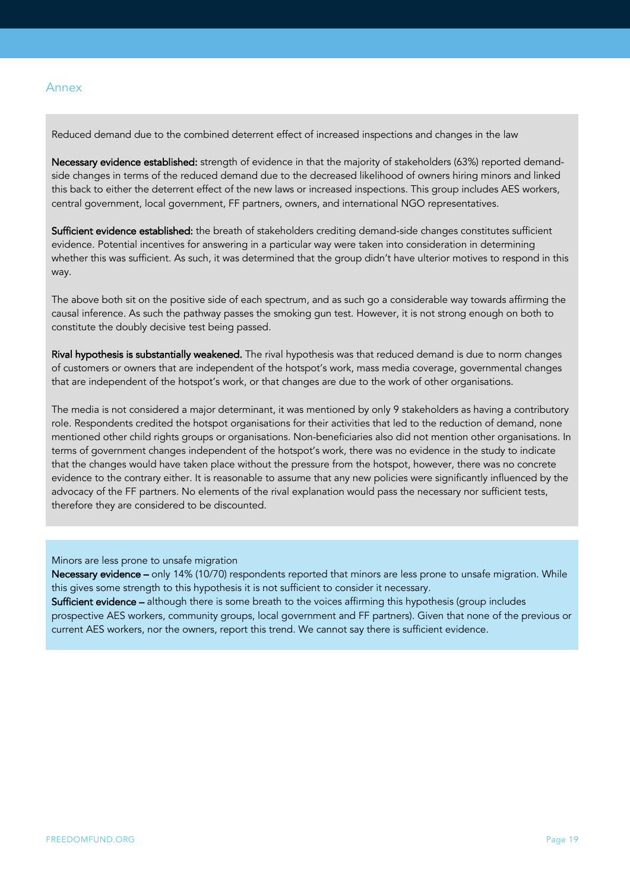## Annex

Reduced demand due to the combined deterrent effect of increased inspections and changes in the law

**Necessary evidence established:** strength of evidence in that the majority of stakeholders (63%) reported demand-side changes in terms of the reduced demand due to the decreased likelihood of owners hiring minors and linked this back to either the deterrent effect of the new laws or increased inspections. This group includes AES workers, central government, local government, FF partners, owners, and international NGO representatives.

**Sufficient evidence established:** the breath of stakeholders crediting demand-side changes constitutes sufficient evidence. Potential incentives for answering in a particular way were taken into consideration in determining whether this was sufficient. As such, it was determined that the group didn't have ulterior motives to respond in this way.

The above both sit on the positive side of each spectrum, and as such go a considerable way towards affirming the causal inference. As such the pathway passes the smoking gun test. However, it is not strong enough on both to constitute the doubly decisive test being passed.

**Rival hypothesis is substantially weakened.** The rival hypothesis was that reduced demand is due to norm changes of customers or owners that are independent of the hotspot's work, mass media coverage, governmental changes that are independent of the hotspot's work, or that changes are due to the work of other organisations.

The media is not considered a major determinant, it was mentioned by only 9 stakeholders as having a contributory role. Respondents credited the hotspot organisations for their activities that led to the reduction of demand, none mentioned other child rights groups or organisations. Non-beneficiaries also did not mention other organisations. In terms of government changes independent of the hotspot's work, there was no evidence in the study to indicate that the changes would have taken place without the pressure from the hotspot, however, there was no concrete evidence to the contrary either. It is reasonable to assume that any new policies were significantly influenced by the advocacy of the FF partners. No elements of the rival explanation would pass the necessary nor sufficient tests, therefore they are considered to be discounted.

Minors are less prone to unsafe migration

**Necessary evidence –** only 14% (10/70) respondents reported that minors are less prone to unsafe migration. While this gives some strength to this hypothesis it is not sufficient to consider it necessary.

**Sufficient evidence –** although there is some breath to the voices affirming this hypothesis (group includes prospective AES workers, community groups, local government and FF partners). Given that none of the previous or current AES workers, nor the owners, report this trend. We cannot say there is sufficient evidence.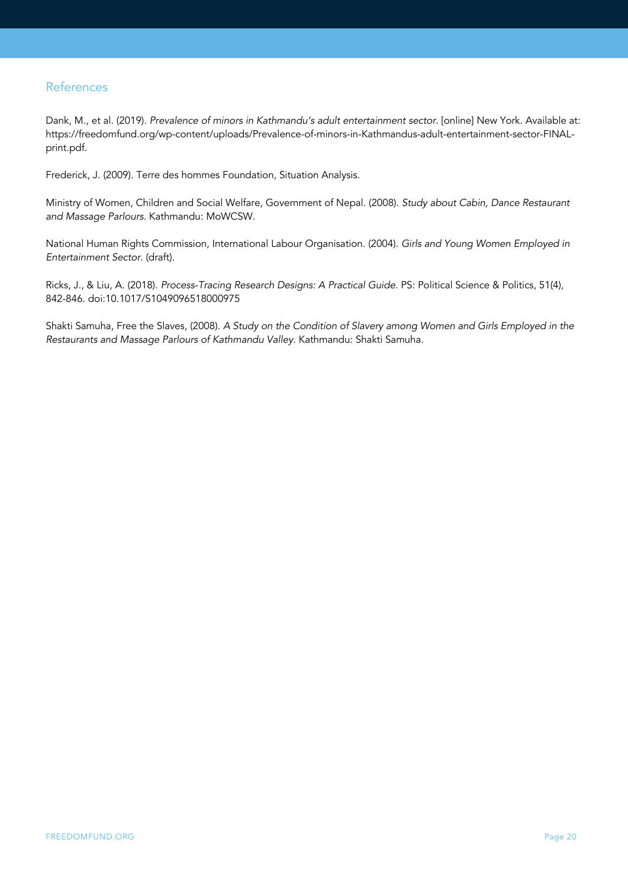## References

Dank, M., et al. (2019). *Prevalence of minors in Kathmandu's adult entertainment sector*. [online] New York. Available at: https://freedomfund.org/wp-content/uploads/Prevalence-of-minors-in-Kathmandus-adult-entertainment-sector-FINAL-print.pdf.

Frederick, J. (2009). Terre des hommes Foundation, Situation Analysis.

Ministry of Women, Children and Social Welfare, Government of Nepal. (2008). *Study about Cabin, Dance Restaurant and Massage Parlours*. Kathmandu: MoWCSW.

National Human Rights Commission, International Labour Organisation. (2004). *Girls and Young Women Employed in Entertainment Sector*. (draft).

Ricks, J., & Liu, A. (2018). *Process-Tracing Research Designs: A Practical Guide*. PS: Political Science & Politics, 51(4), 842-846. doi:10.1017/S1049096518000975

Shakti Samuha, Free the Slaves, (2008). *A Study on the Condition of Slavery among Women and Girls Employed in the Restaurants and Massage Parlours of Kathmandu Valley*. Kathmandu: Shakti Samuha.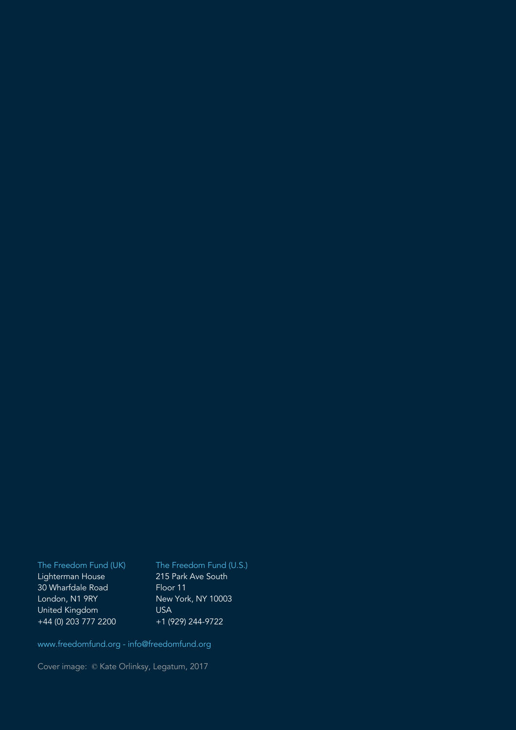The Freedom Fund (UK)
Lighterman House
30 Wharfdale Road
London, N1 9RY
United Kingdom
+44 (0) 203 777 2200

The Freedom Fund (U.S.)
215 Park Ave South
Floor 11
New York, NY 10003
USA
+1 (929) 244-9722

www.freedomfund.org - info@freedomfund.org

Cover image: © Kate Orlinksy, Legatum, 2017